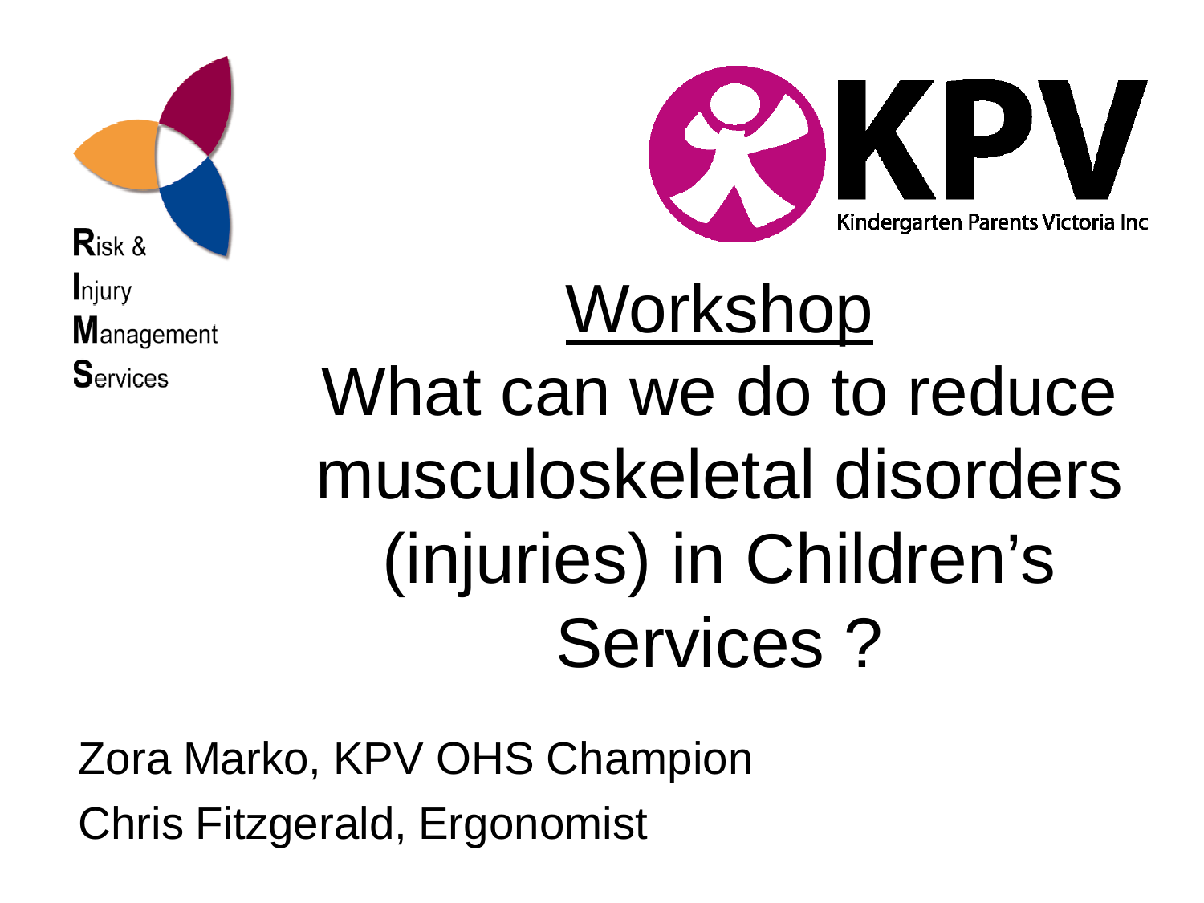**R**isk &
**I**njury
**M**anagement
**S**ervices

KPV
Kindergarten Parents Victoria Inc

# Workshop

# What can we do to reduce musculoskeletal disorders (injuries) in Children's Services ?

Zora Marko, KPV OHS Champion

Chris Fitzgerald, Ergonomist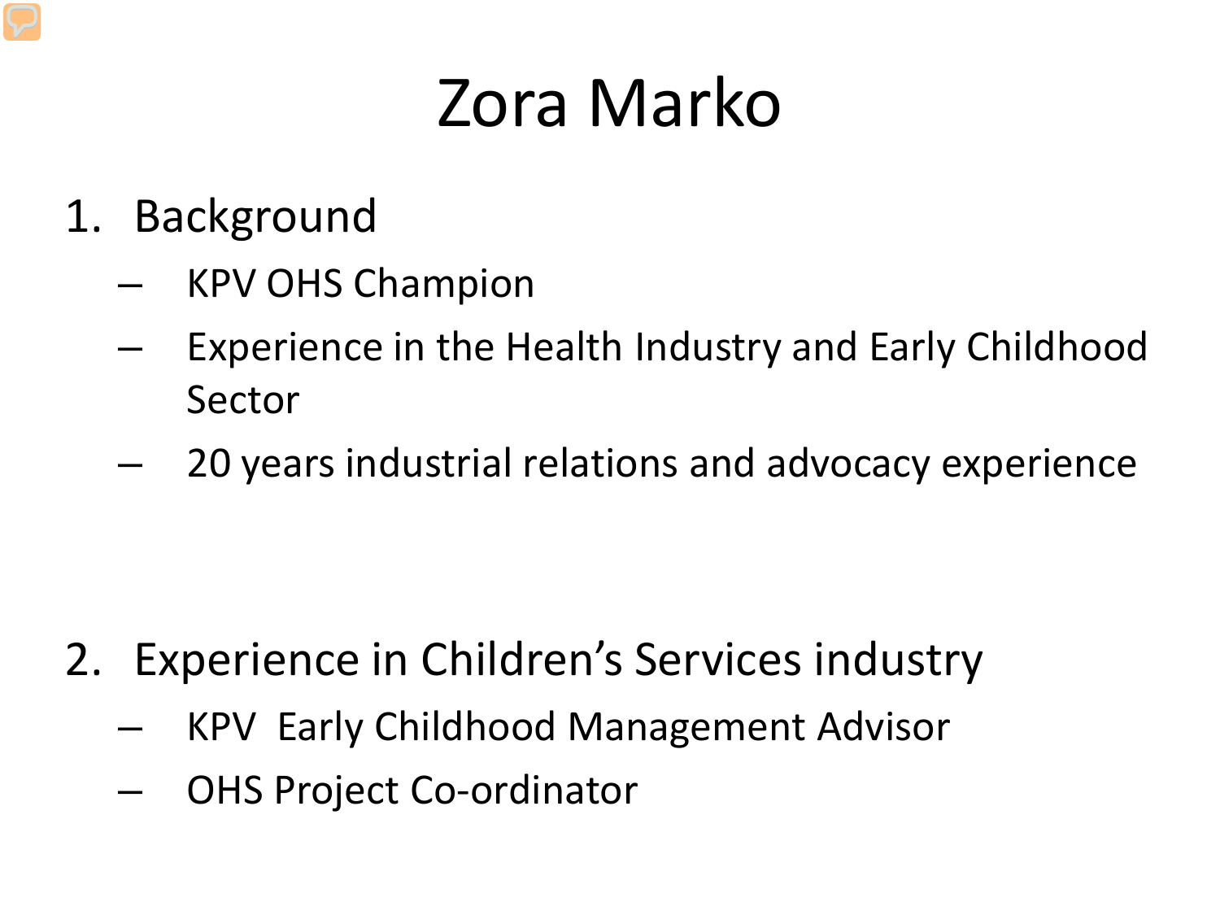# Zora Marko

1. Background
   - KPV OHS Champion
   - Experience in the Health Industry and Early Childhood Sector
   - 20 years industrial relations and advocacy experience

2. Experience in Children's Services industry
   - KPV Early Childhood Management Advisor
   - OHS Project Co-ordinator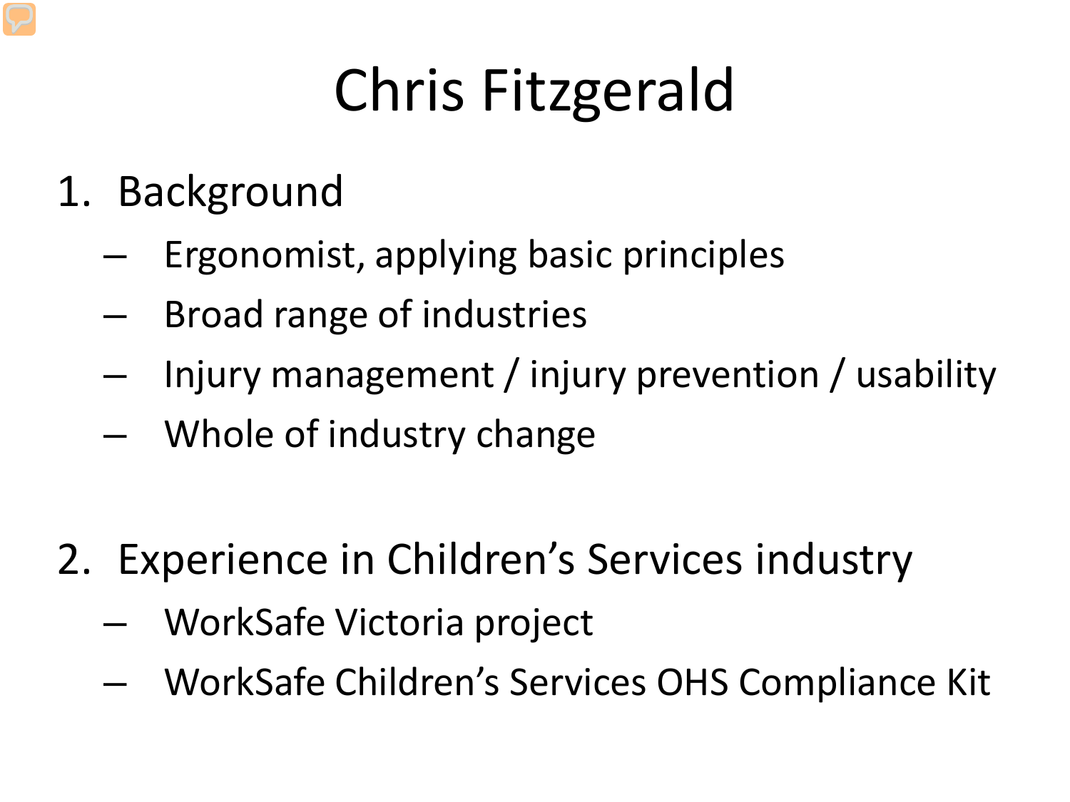# Chris Fitzgerald

1. Background
   - Ergonomist, applying basic principles
   - Broad range of industries
   - Injury management / injury prevention / usability
   - Whole of industry change

2. Experience in Children's Services industry
   - WorkSafe Victoria project
   - WorkSafe Children's Services OHS Compliance Kit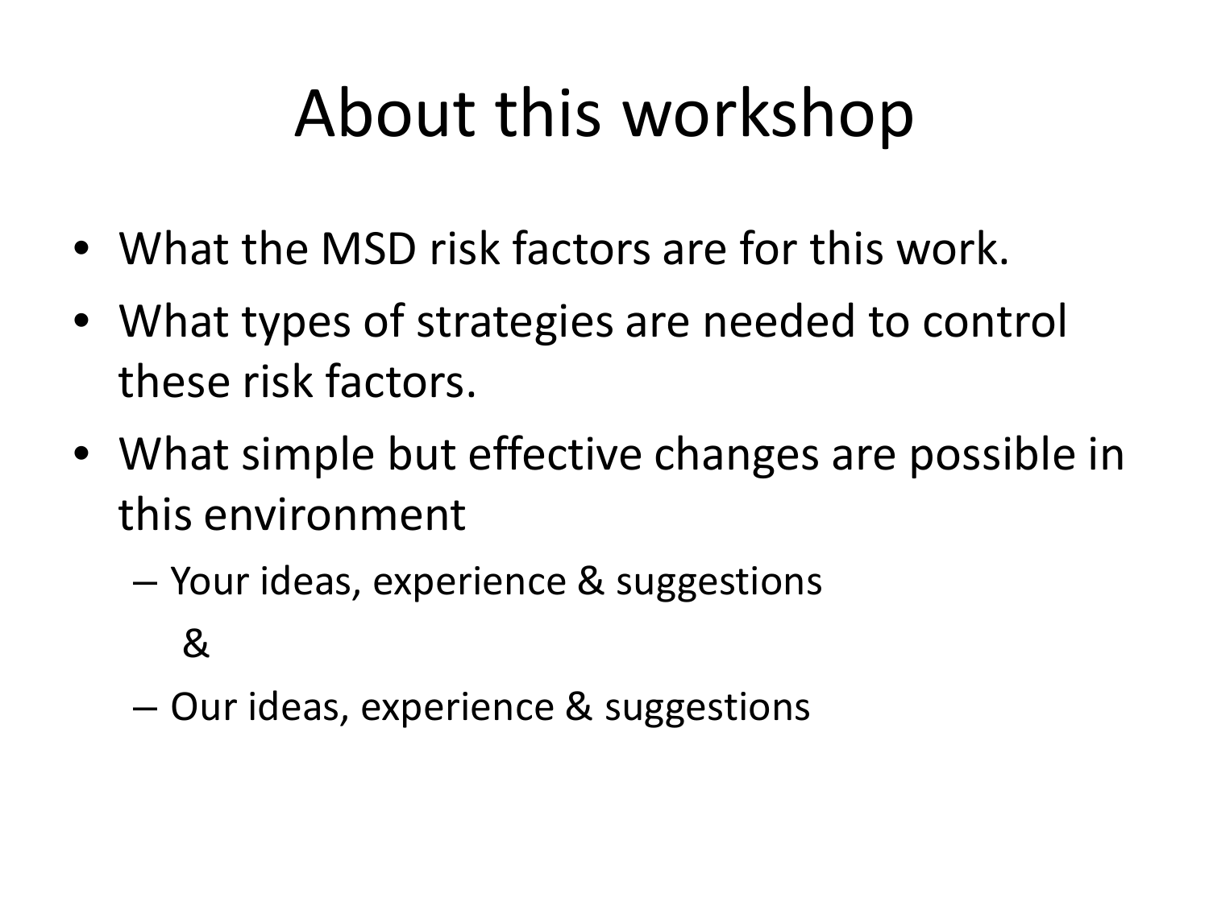# About this workshop

- What the MSD risk factors are for this work.
- What types of strategies are needed to control these risk factors.
- What simple but effective changes are possible in this environment
  - Your ideas, experience & suggestions

    &

  - Our ideas, experience & suggestions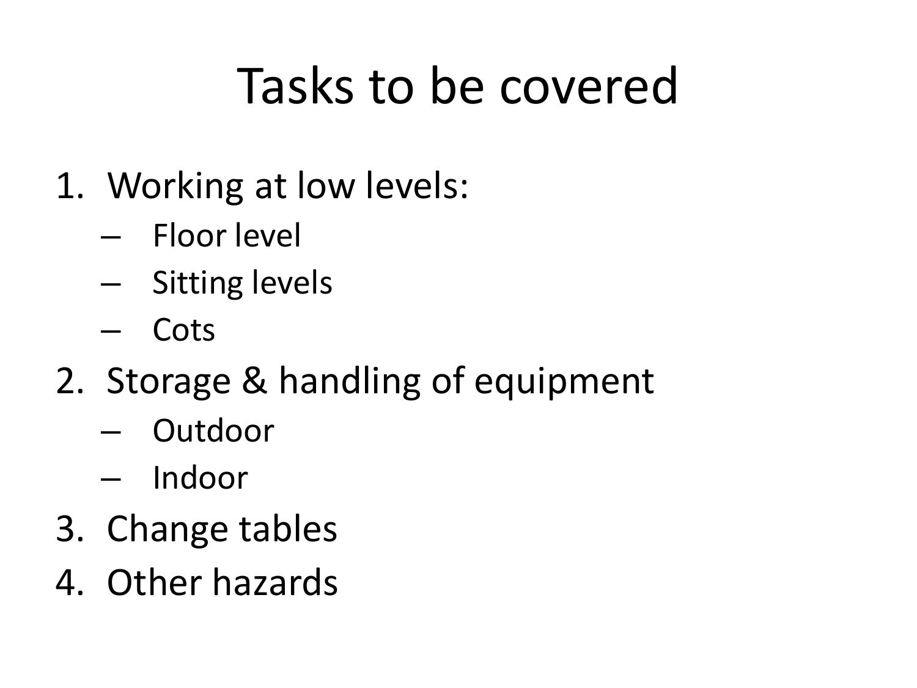# Tasks to be covered

1. Working at low levels:
   - Floor level
   - Sitting levels
   - Cots
2. Storage & handling of equipment
   - Outdoor
   - Indoor
3. Change tables
4. Other hazards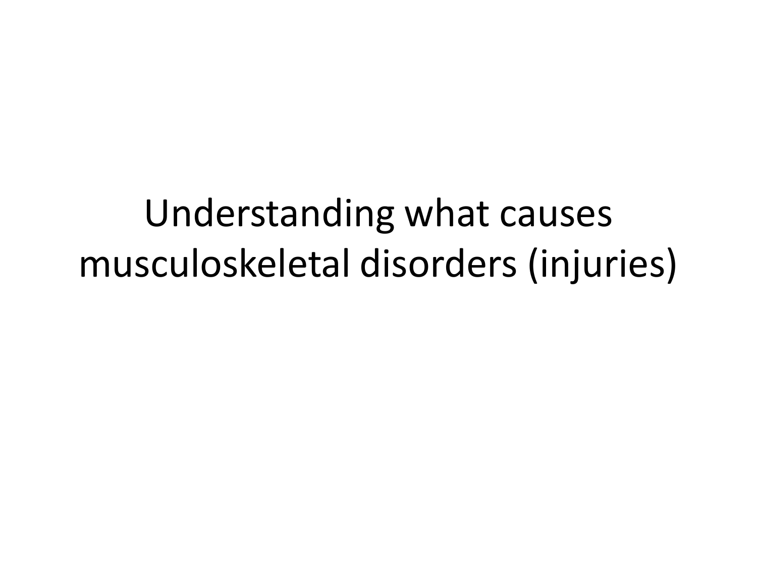# Understanding what causes musculoskeletal disorders (injuries)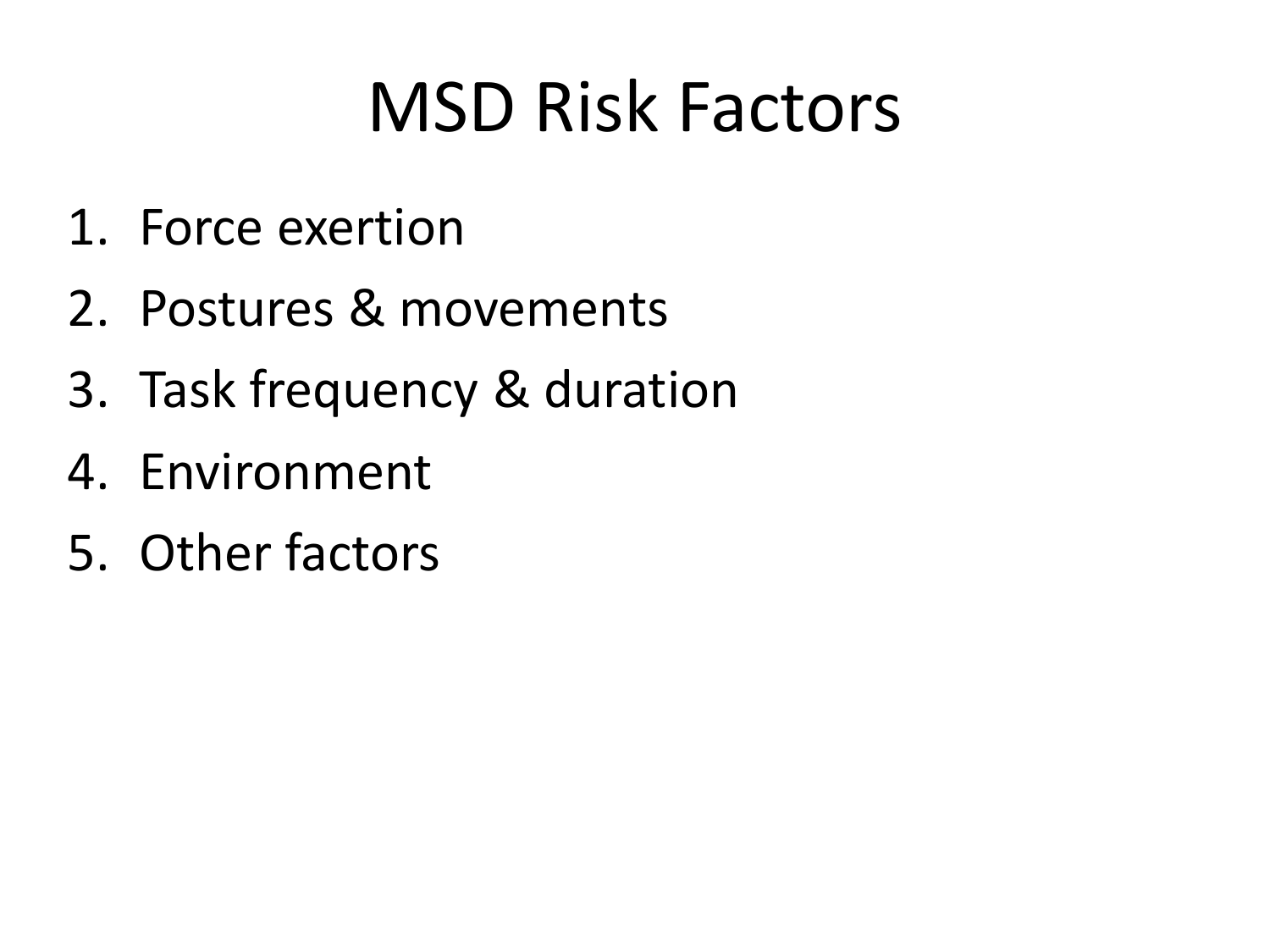# MSD Risk Factors

1. Force exertion
2. Postures & movements
3. Task frequency & duration
4. Environment
5. Other factors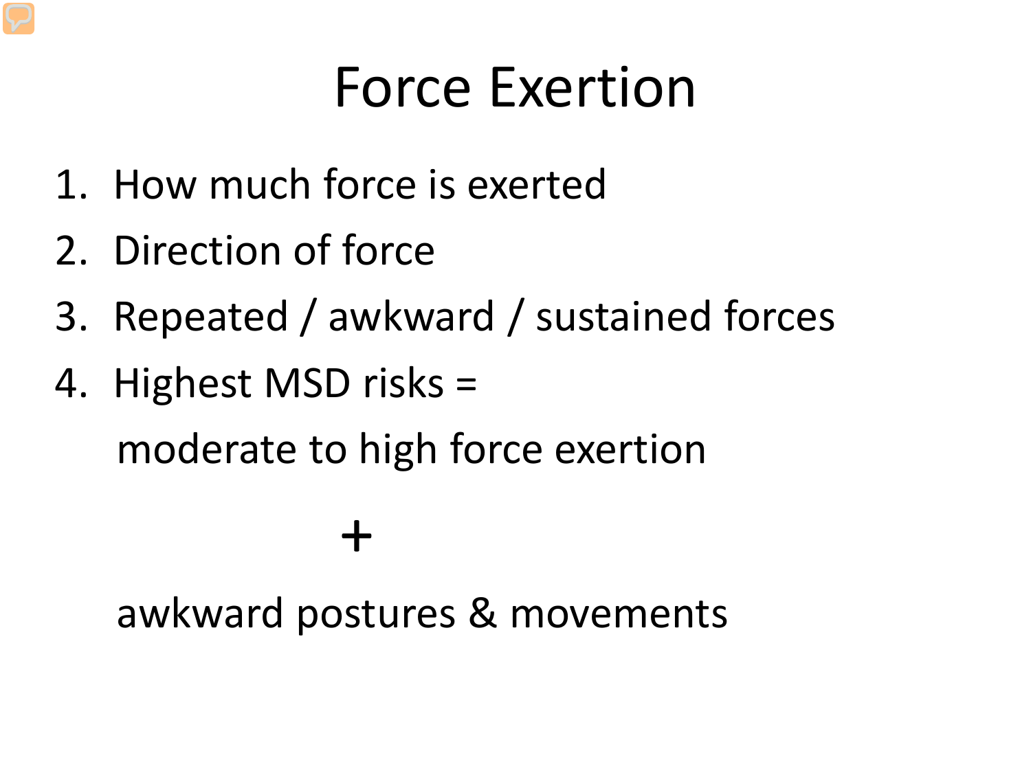# Force Exertion

1. How much force is exerted
2. Direction of force
3. Repeated / awkward / sustained forces
4. Highest MSD risks =

   moderate to high force exertion

   +

   awkward postures & movements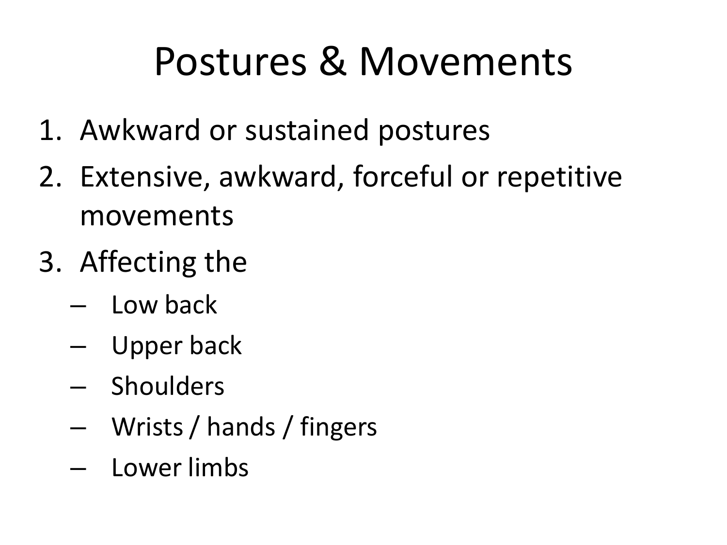# Postures & Movements

1. Awkward or sustained postures
2. Extensive, awkward, forceful or repetitive movements
3. Affecting the
   - Low back
   - Upper back
   - Shoulders
   - Wrists / hands / fingers
   - Lower limbs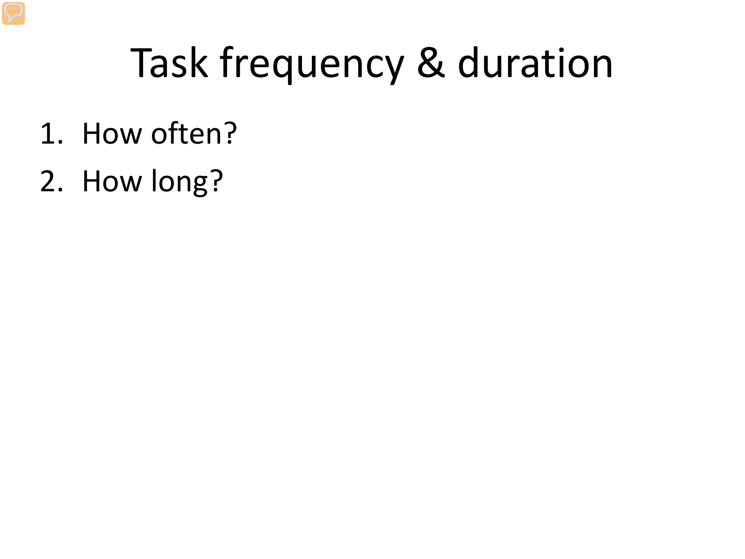# Task frequency & duration

1. How often?
2. How long?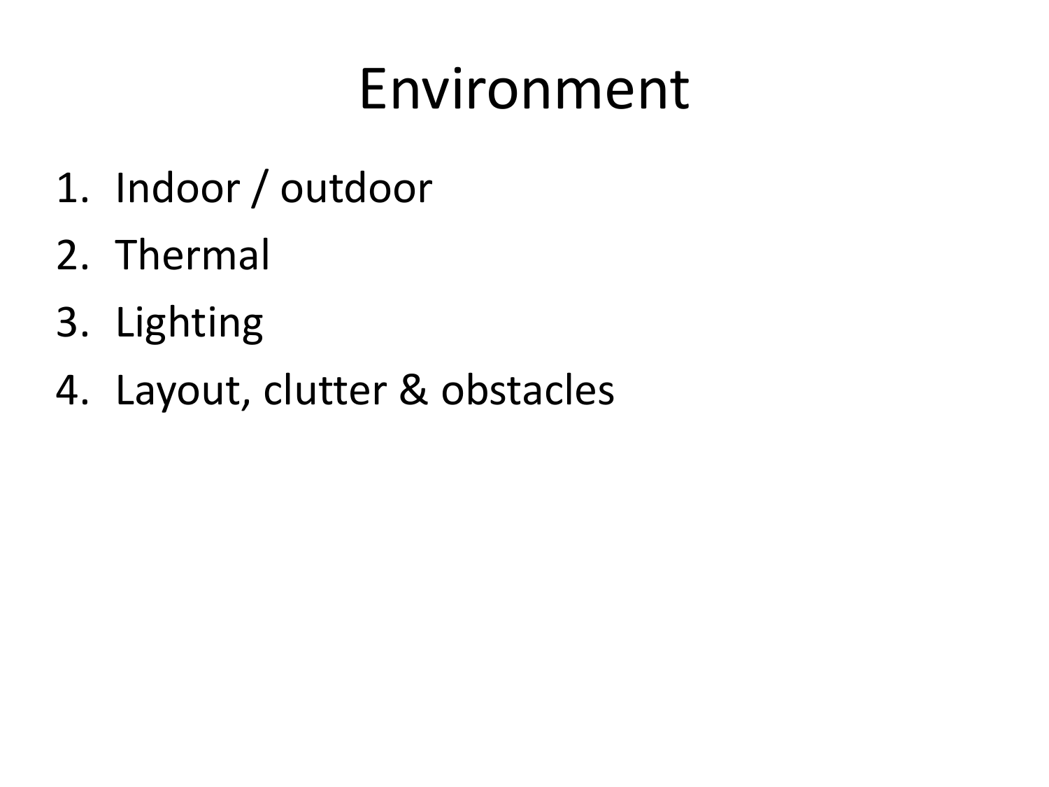# Environment

1. Indoor / outdoor
2. Thermal
3. Lighting
4. Layout, clutter & obstacles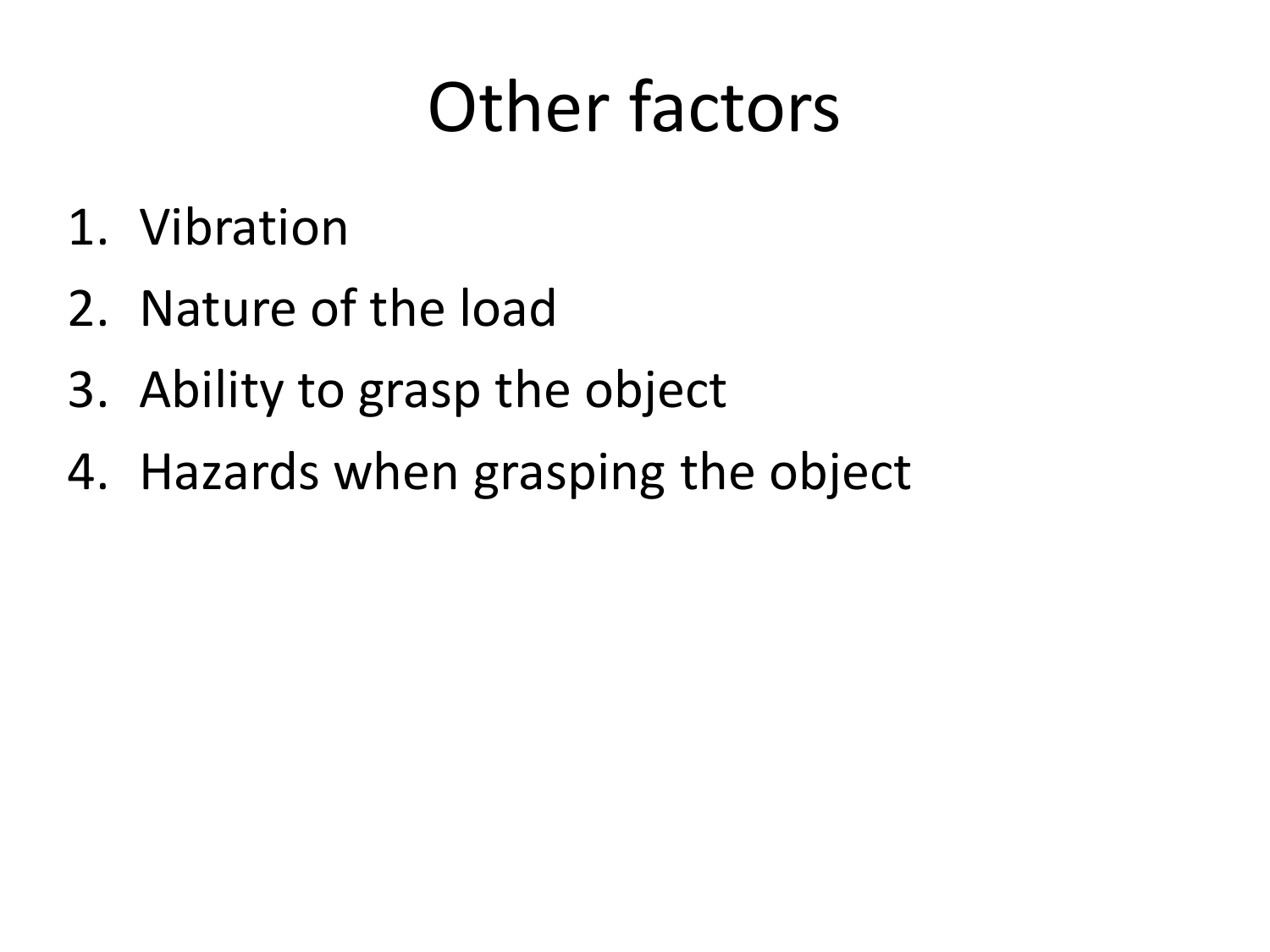# Other factors

1. Vibration
2. Nature of the load
3. Ability to grasp the object
4. Hazards when grasping the object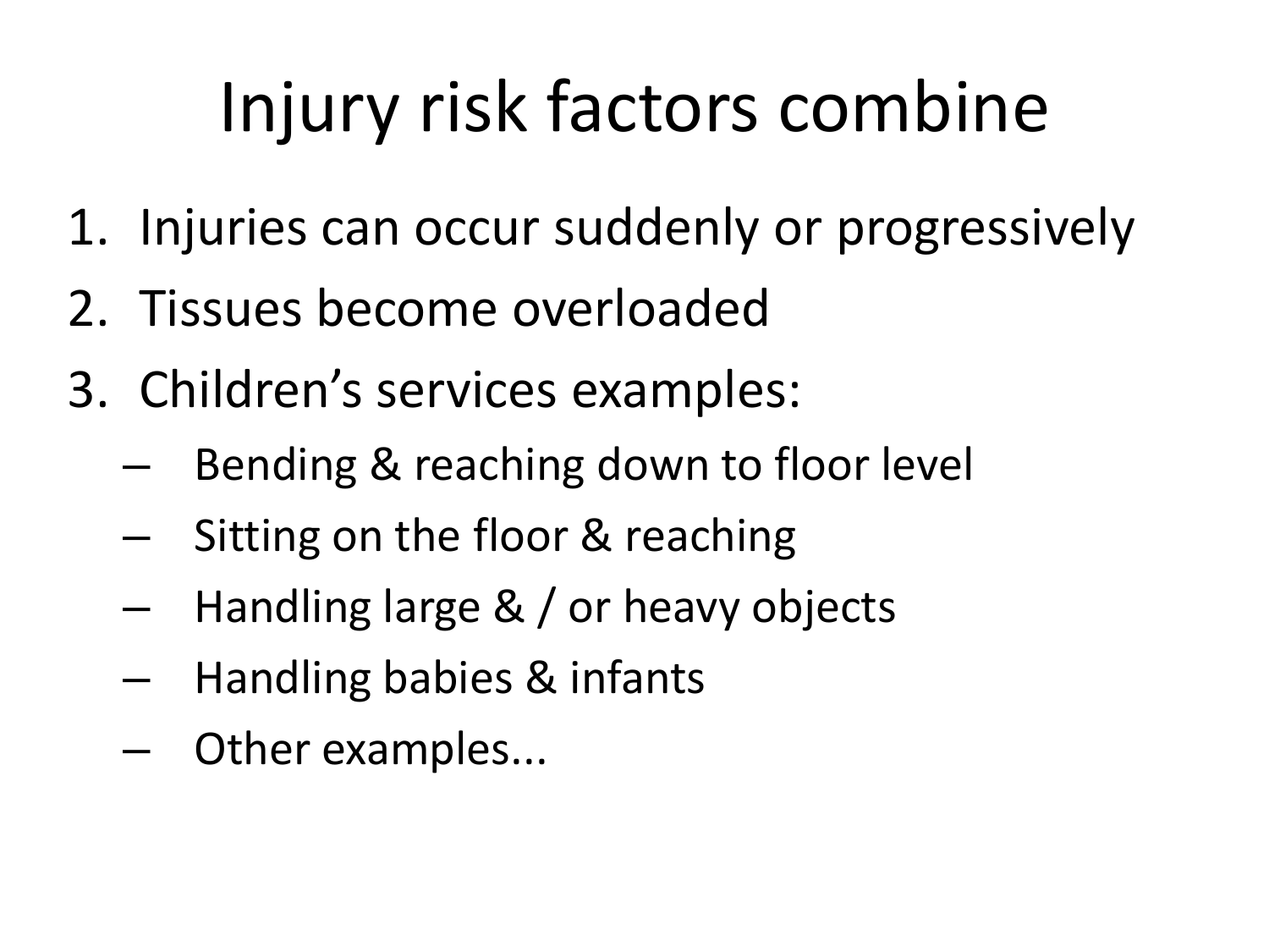# Injury risk factors combine

1. Injuries can occur suddenly or progressively
2. Tissues become overloaded
3. Children's services examples:
   - Bending & reaching down to floor level
   - Sitting on the floor & reaching
   - Handling large & / or heavy objects
   - Handling babies & infants
   - Other examples...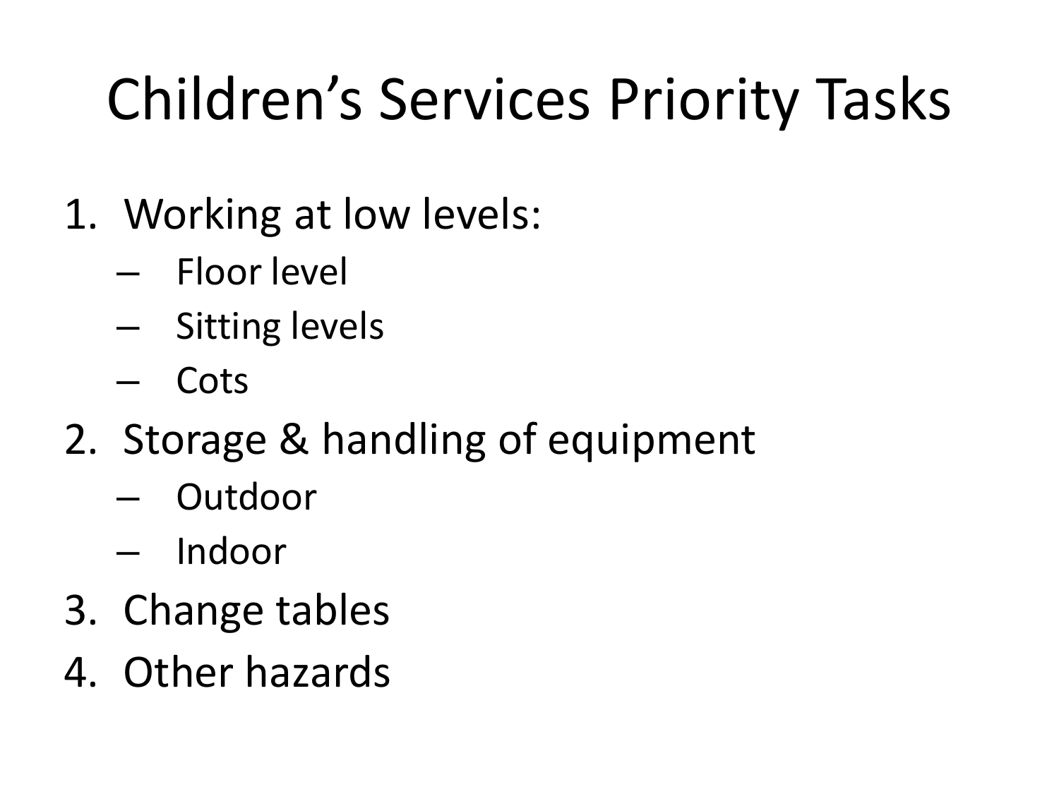# Children's Services Priority Tasks

1. Working at low levels:
   - Floor level
   - Sitting levels
   - Cots
2. Storage & handling of equipment
   - Outdoor
   - Indoor
3. Change tables
4. Other hazards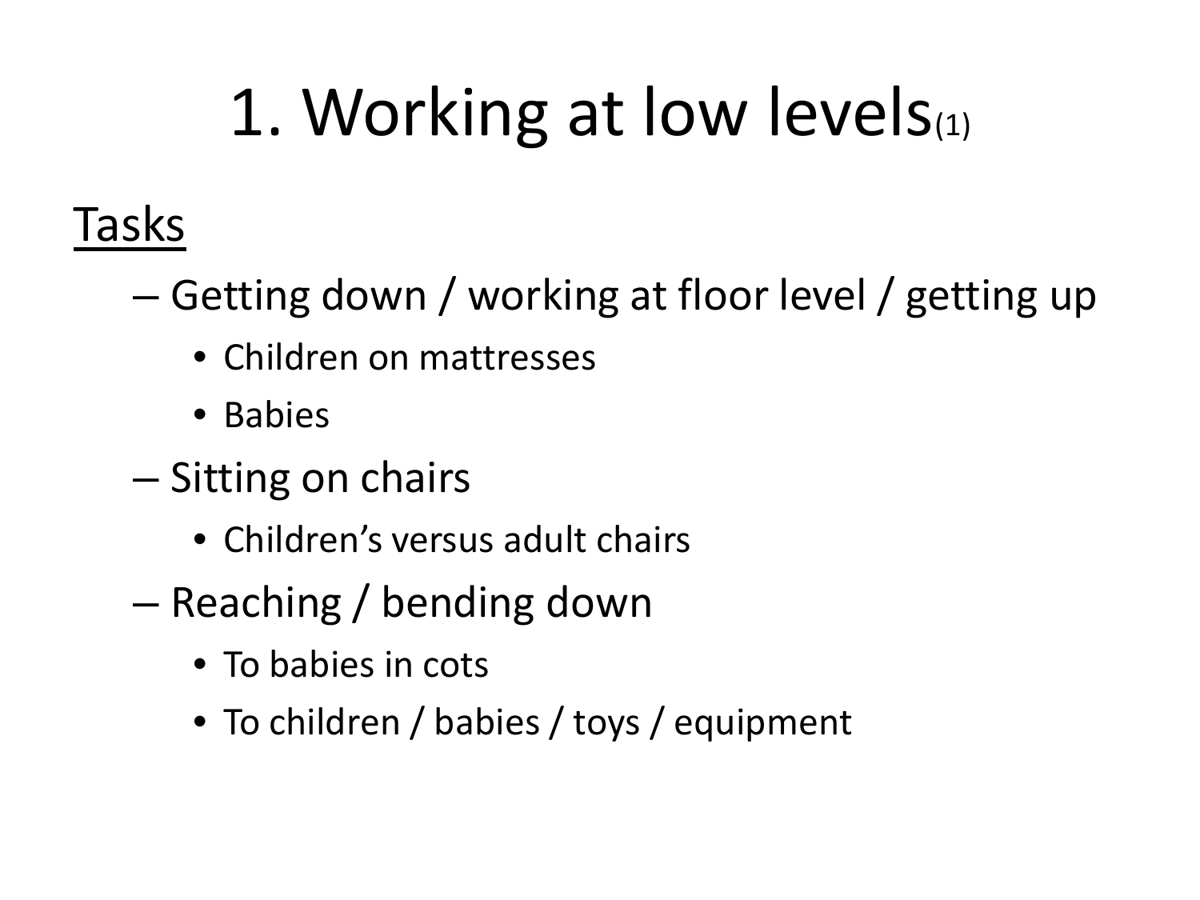# 1. Working at low levels(1)

<u>Tasks</u>

- Getting down / working at floor level / getting up
  - Children on mattresses
  - Babies
- Sitting on chairs
  - Children's versus adult chairs
- Reaching / bending down
  - To babies in cots
  - To children / babies / toys / equipment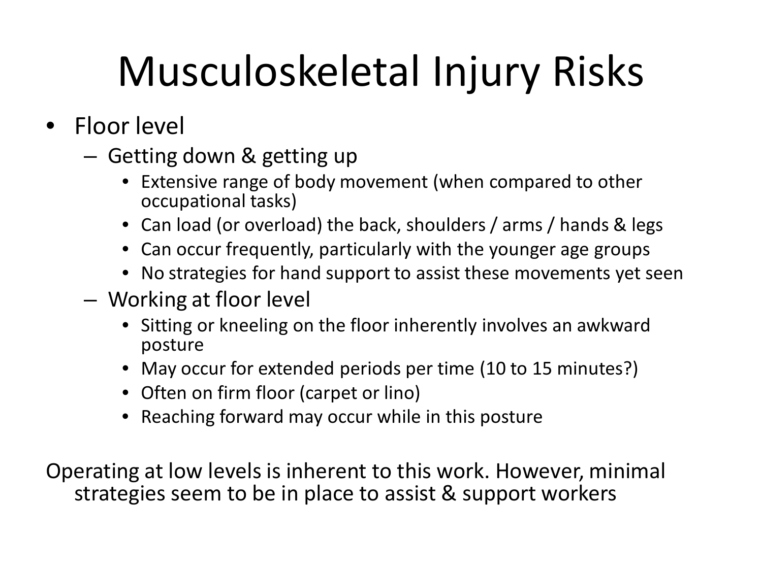# Musculoskeletal Injury Risks

- Floor level
  - Getting down & getting up
    - Extensive range of body movement (when compared to other occupational tasks)
    - Can load (or overload) the back, shoulders / arms / hands & legs
    - Can occur frequently, particularly with the younger age groups
    - No strategies for hand support to assist these movements yet seen
  - Working at floor level
    - Sitting or kneeling on the floor inherently involves an awkward posture
    - May occur for extended periods per time (10 to 15 minutes?)
    - Often on firm floor (carpet or lino)
    - Reaching forward may occur while in this posture

Operating at low levels is inherent to this work. However, minimal strategies seem to be in place to assist & support workers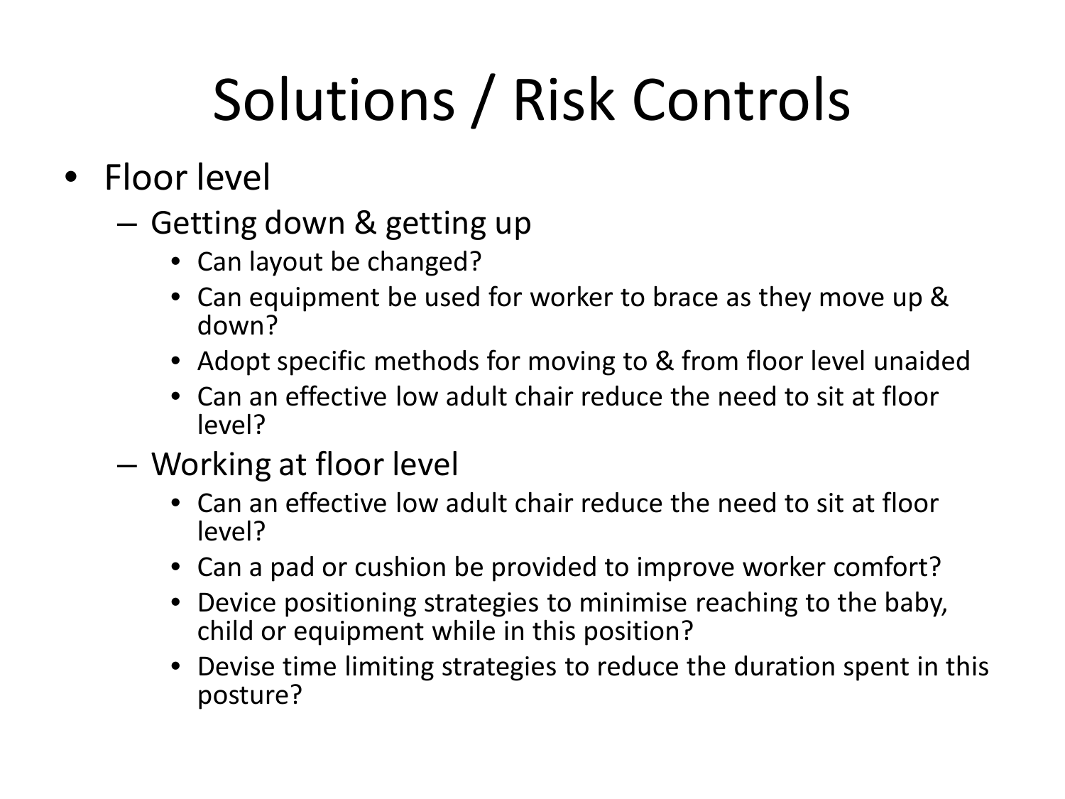# Solutions / Risk Controls

- Floor level
  - Getting down & getting up
    - Can layout be changed?
    - Can equipment be used for worker to brace as they move up & down?
    - Adopt specific methods for moving to & from floor level unaided
    - Can an effective low adult chair reduce the need to sit at floor level?
  - Working at floor level
    - Can an effective low adult chair reduce the need to sit at floor level?
    - Can a pad or cushion be provided to improve worker comfort?
    - Device positioning strategies to minimise reaching to the baby, child or equipment while in this position?
    - Devise time limiting strategies to reduce the duration spent in this posture?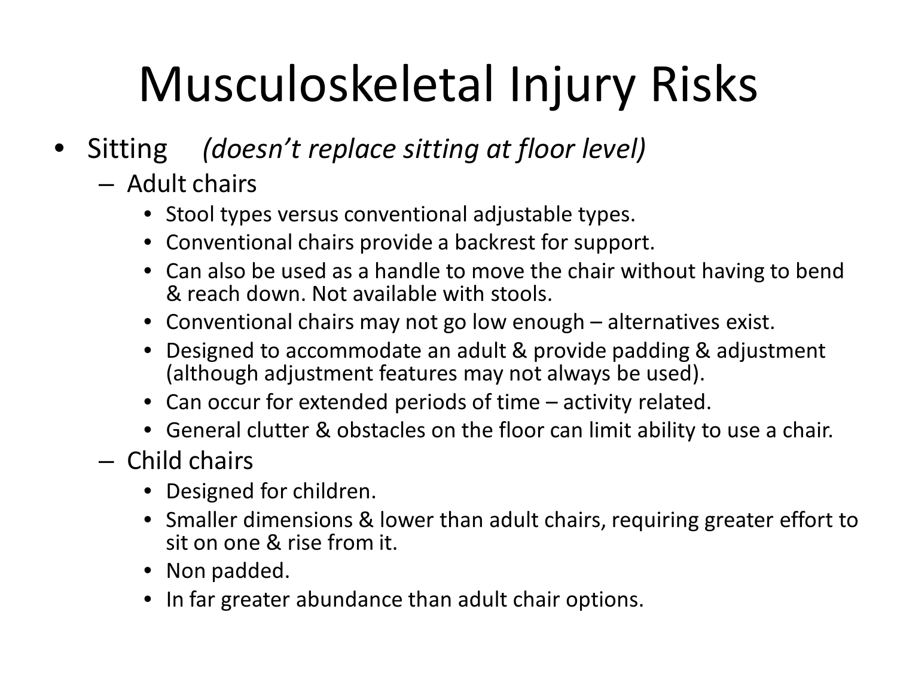# Musculoskeletal Injury Risks

- Sitting *(doesn't replace sitting at floor level)*
  - Adult chairs
    - Stool types versus conventional adjustable types.
    - Conventional chairs provide a backrest for support.
    - Can also be used as a handle to move the chair without having to bend & reach down. Not available with stools.
    - Conventional chairs may not go low enough – alternatives exist.
    - Designed to accommodate an adult & provide padding & adjustment (although adjustment features may not always be used).
    - Can occur for extended periods of time – activity related.
    - General clutter & obstacles on the floor can limit ability to use a chair.
  - Child chairs
    - Designed for children.
    - Smaller dimensions & lower than adult chairs, requiring greater effort to sit on one & rise from it.
    - Non padded.
    - In far greater abundance than adult chair options.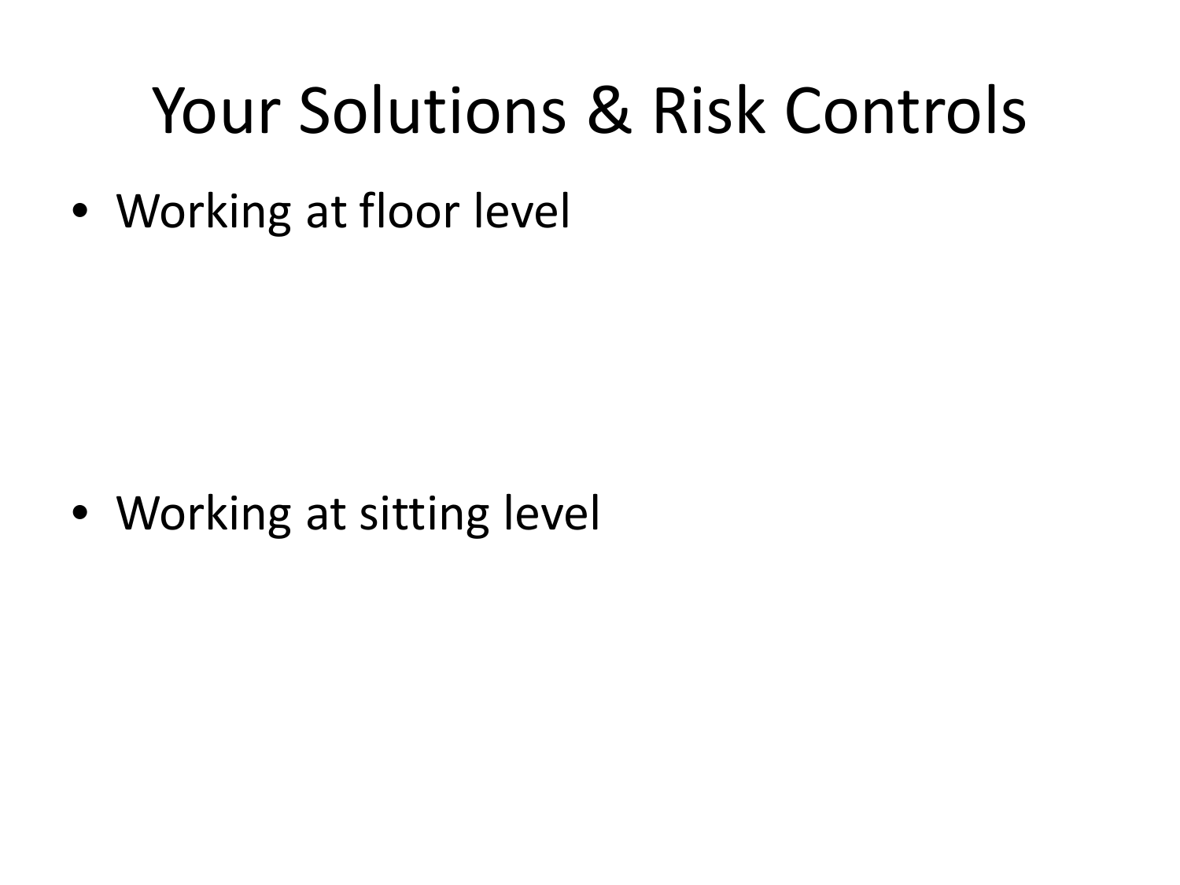# Your Solutions & Risk Controls

- Working at floor level

- Working at sitting level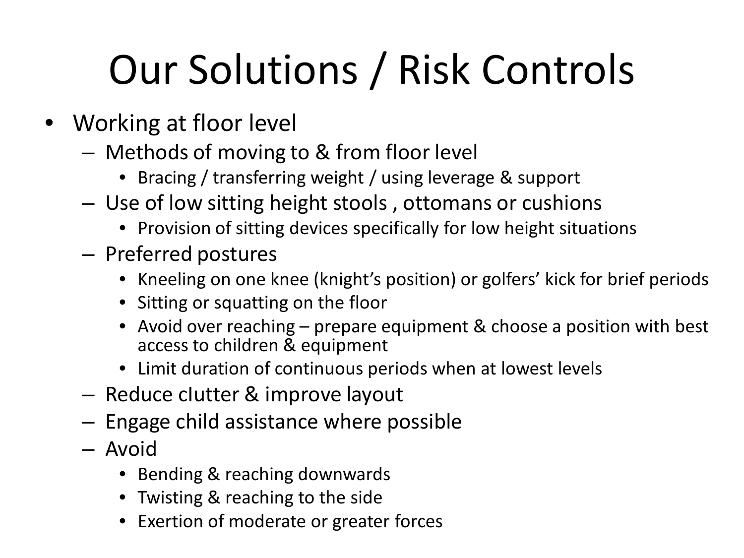# Our Solutions / Risk Controls

- Working at floor level
  - Methods of moving to & from floor level
    - Bracing / transferring weight / using leverage & support
  - Use of low sitting height stools , ottomans or cushions
    - Provision of sitting devices specifically for low height situations
  - Preferred postures
    - Kneeling on one knee (knight's position) or golfers' kick for brief periods
    - Sitting or squatting on the floor
    - Avoid over reaching – prepare equipment & choose a position with best access to children & equipment
    - Limit duration of continuous periods when at lowest levels
  - Reduce clutter & improve layout
  - Engage child assistance where possible
  - Avoid
    - Bending & reaching downwards
    - Twisting & reaching to the side
    - Exertion of moderate or greater forces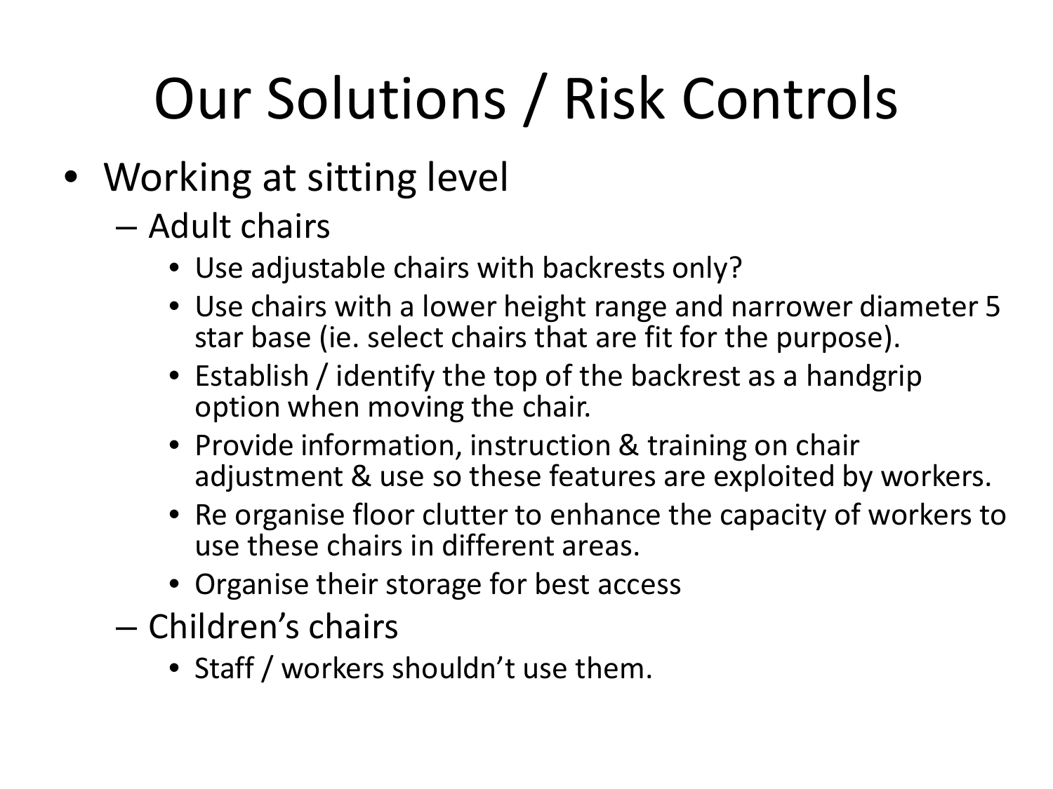# Our Solutions / Risk Controls

- Working at sitting level
  - Adult chairs
    - Use adjustable chairs with backrests only?
    - Use chairs with a lower height range and narrower diameter 5 star base (ie. select chairs that are fit for the purpose).
    - Establish / identify the top of the backrest as a handgrip option when moving the chair.
    - Provide information, instruction & training on chair adjustment & use so these features are exploited by workers.
    - Re organise floor clutter to enhance the capacity of workers to use these chairs in different areas.
    - Organise their storage for best access
  - Children's chairs
    - Staff / workers shouldn't use them.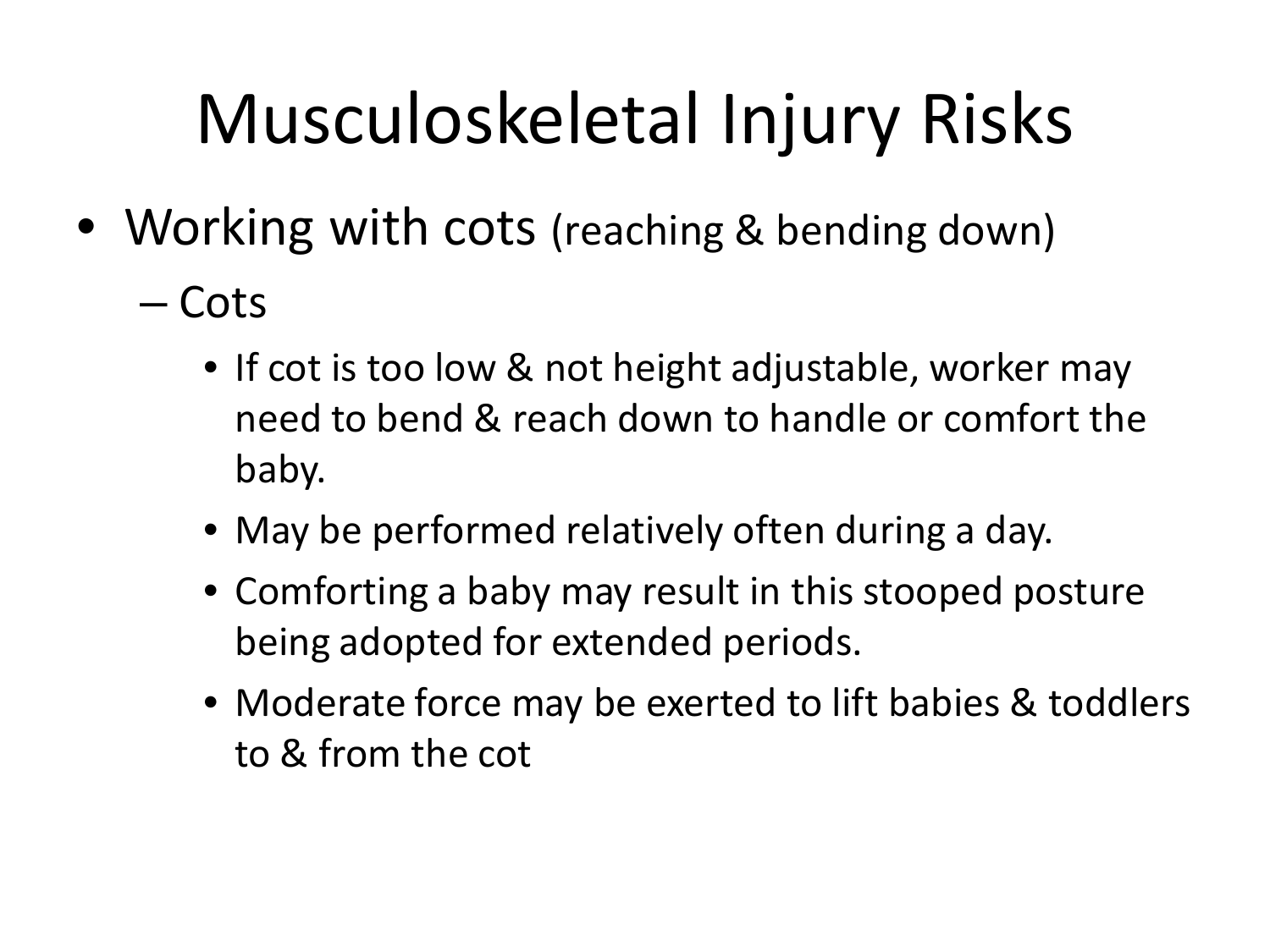# Musculoskeletal Injury Risks

- Working with cots (reaching & bending down)
  - Cots
    - If cot is too low & not height adjustable, worker may need to bend & reach down to handle or comfort the baby.
    - May be performed relatively often during a day.
    - Comforting a baby may result in this stooped posture being adopted for extended periods.
    - Moderate force may be exerted to lift babies & toddlers to & from the cot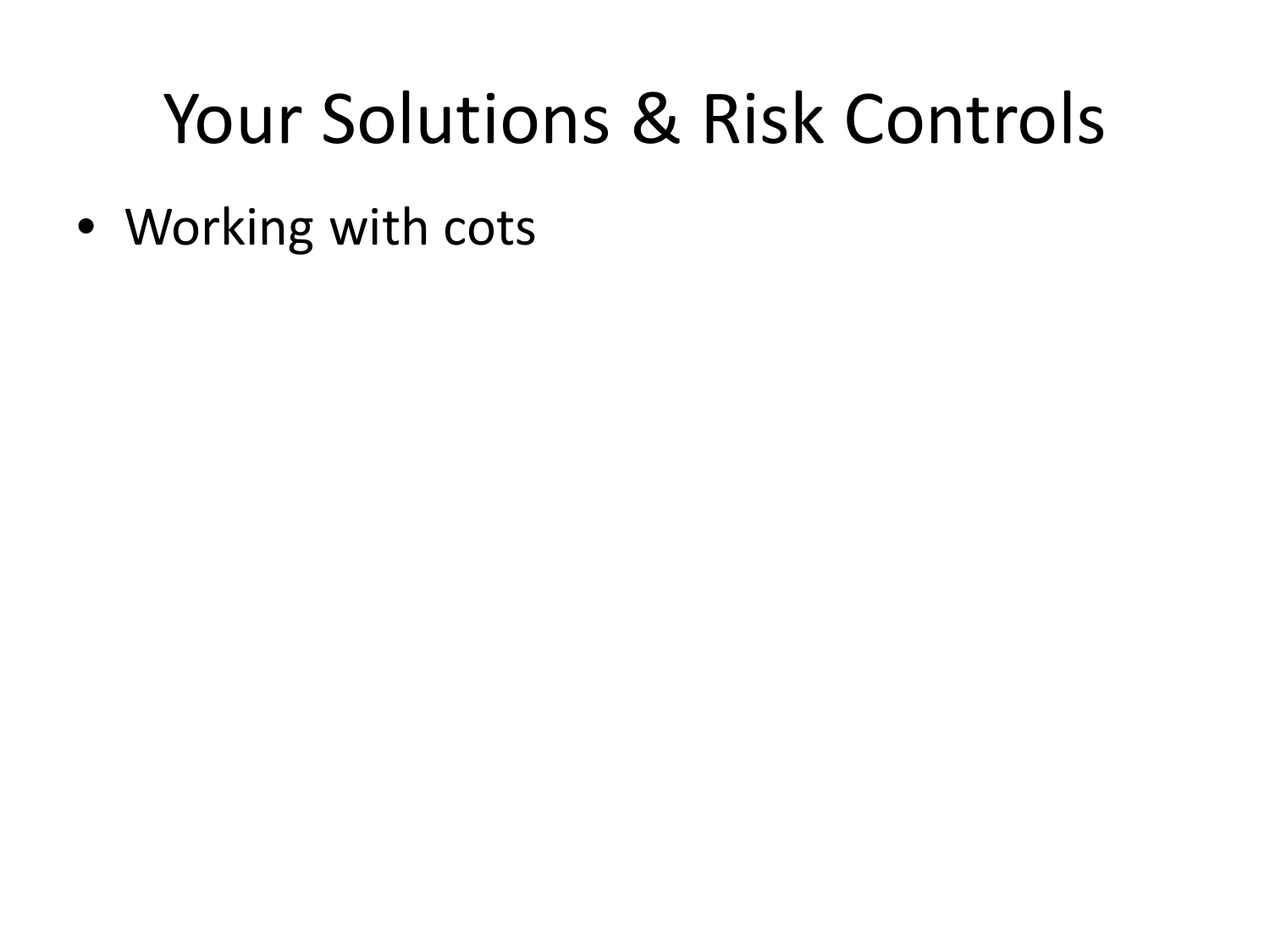# Your Solutions & Risk Controls

- Working with cots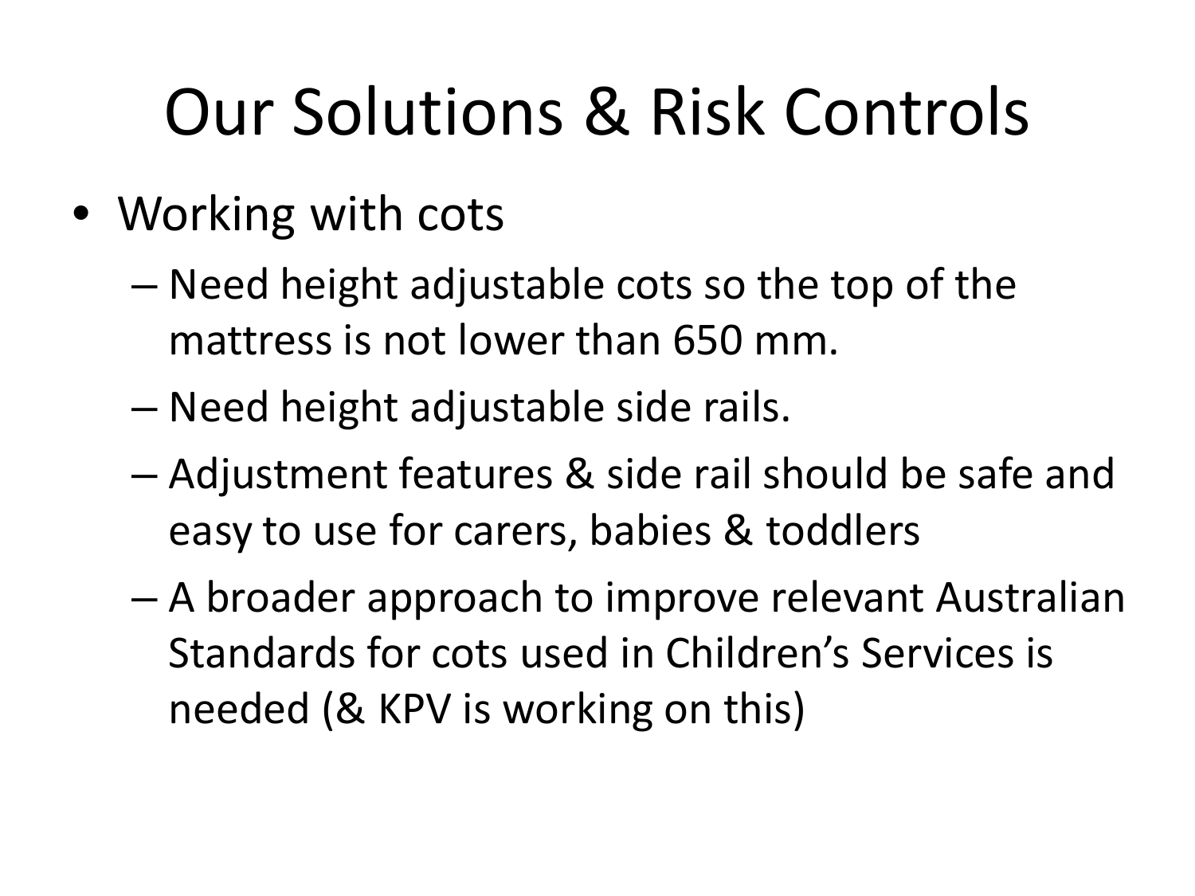# Our Solutions & Risk Controls

- Working with cots
  - Need height adjustable cots so the top of the mattress is not lower than 650 mm.
  - Need height adjustable side rails.
  - Adjustment features & side rail should be safe and easy to use for carers, babies & toddlers
  - A broader approach to improve relevant Australian Standards for cots used in Children's Services is needed (& KPV is working on this)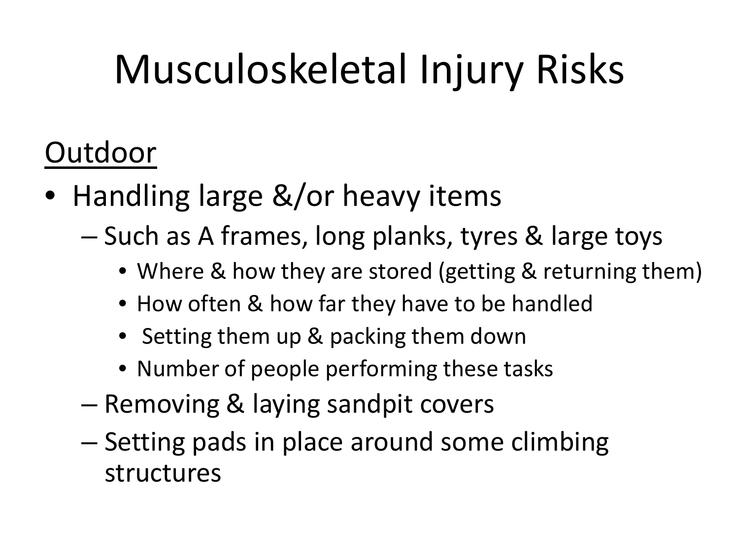# Musculoskeletal Injury Risks

<u>Outdoor</u>

- Handling large &/or heavy items
  - Such as A frames, long planks, tyres & large toys
    - Where & how they are stored (getting & returning them)
    - How often & how far they have to be handled
    - Setting them up & packing them down
    - Number of people performing these tasks
  - Removing & laying sandpit covers
  - Setting pads in place around some climbing structures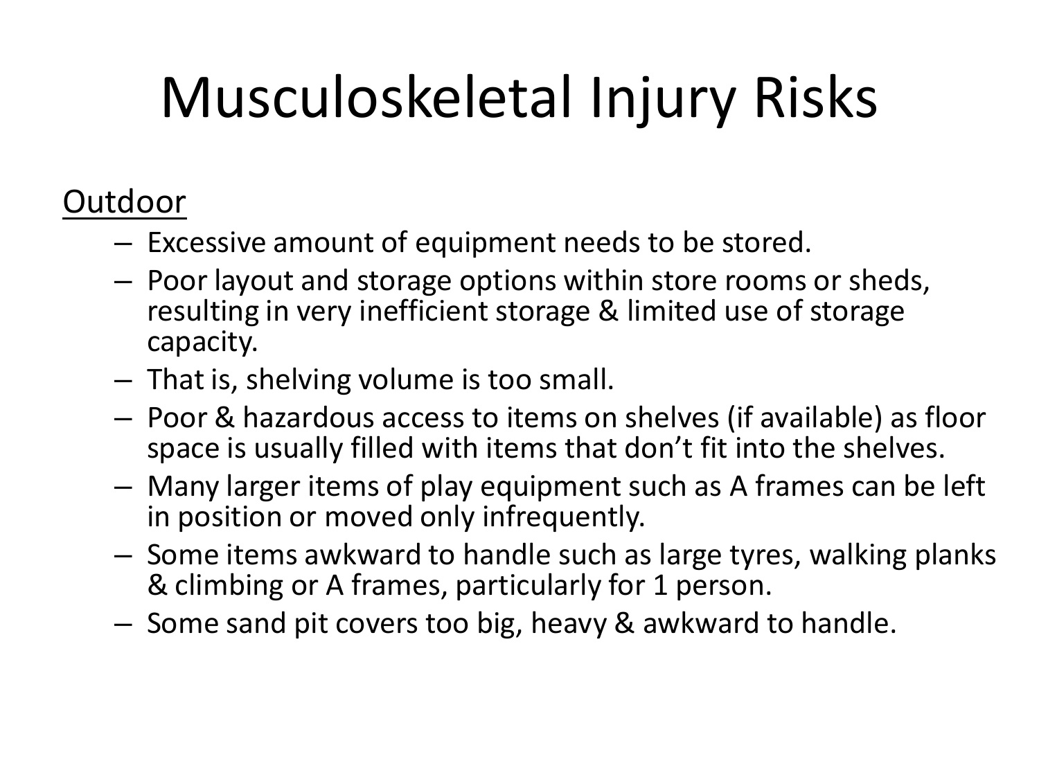# Musculoskeletal Injury Risks

<u>Outdoor</u>

- Excessive amount of equipment needs to be stored.
- Poor layout and storage options within store rooms or sheds, resulting in very inefficient storage & limited use of storage capacity.
- That is, shelving volume is too small.
- Poor & hazardous access to items on shelves (if available) as floor space is usually filled with items that don't fit into the shelves.
- Many larger items of play equipment such as A frames can be left in position or moved only infrequently.
- Some items awkward to handle such as large tyres, walking planks & climbing or A frames, particularly for 1 person.
- Some sand pit covers too big, heavy & awkward to handle.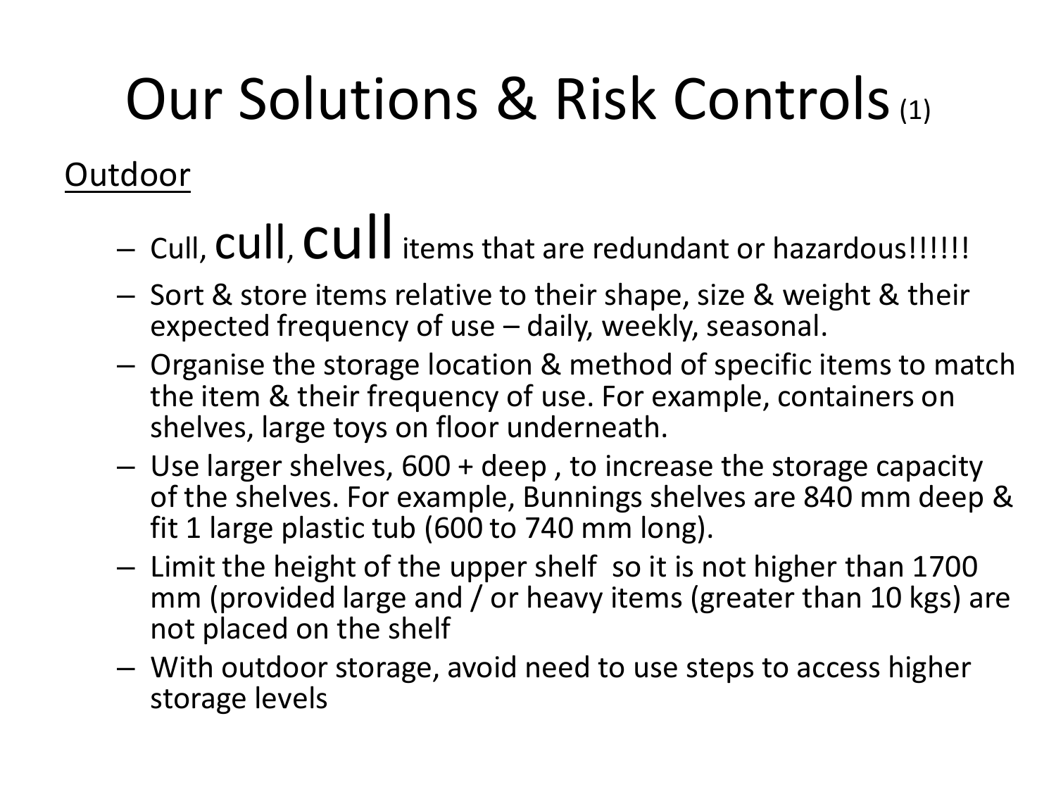# Our Solutions & Risk Controls (1)

Outdoor

- Cull, cull, cull items that are redundant or hazardous!!!!!!
- Sort & store items relative to their shape, size & weight & their expected frequency of use – daily, weekly, seasonal.
- Organise the storage location & method of specific items to match the item & their frequency of use. For example, containers on shelves, large toys on floor underneath.
- Use larger shelves, 600 + deep , to increase the storage capacity of the shelves. For example, Bunnings shelves are 840 mm deep & fit 1 large plastic tub (600 to 740 mm long).
- Limit the height of the upper shelf so it is not higher than 1700 mm (provided large and / or heavy items (greater than 10 kgs) are not placed on the shelf
- With outdoor storage, avoid need to use steps to access higher storage levels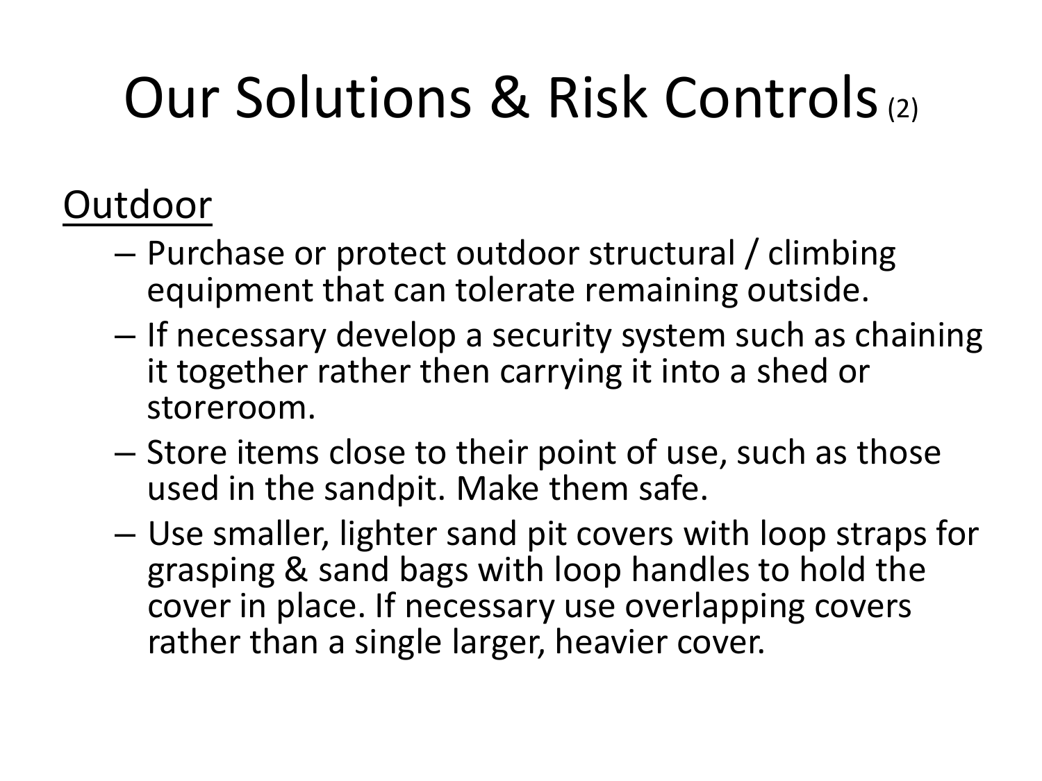# Our Solutions & Risk Controls (2)

Outdoor

- Purchase or protect outdoor structural / climbing equipment that can tolerate remaining outside.
- If necessary develop a security system such as chaining it together rather then carrying it into a shed or storeroom.
- Store items close to their point of use, such as those used in the sandpit. Make them safe.
- Use smaller, lighter sand pit covers with loop straps for grasping & sand bags with loop handles to hold the cover in place. If necessary use overlapping covers rather than a single larger, heavier cover.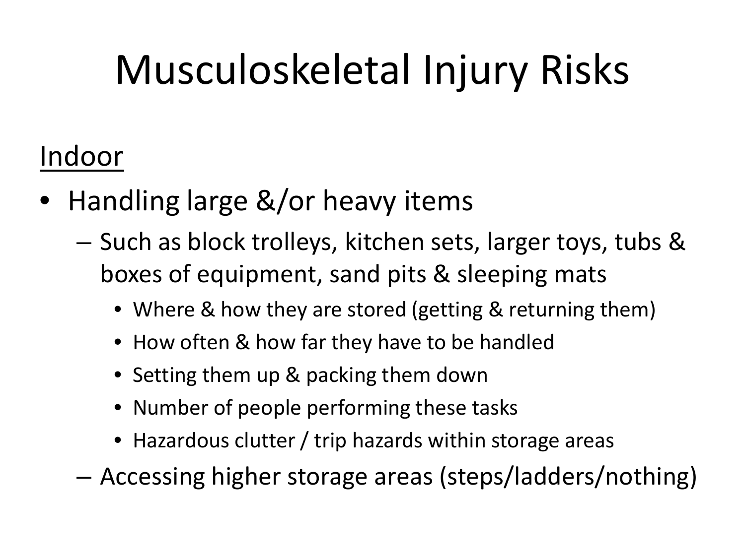# Musculoskeletal Injury Risks

<u>Indoor</u>

- Handling large &/or heavy items
  - Such as block trolleys, kitchen sets, larger toys, tubs & boxes of equipment, sand pits & sleeping mats
    - Where & how they are stored (getting & returning them)
    - How often & how far they have to be handled
    - Setting them up & packing them down
    - Number of people performing these tasks
    - Hazardous clutter / trip hazards within storage areas
  - Accessing higher storage areas (steps/ladders/nothing)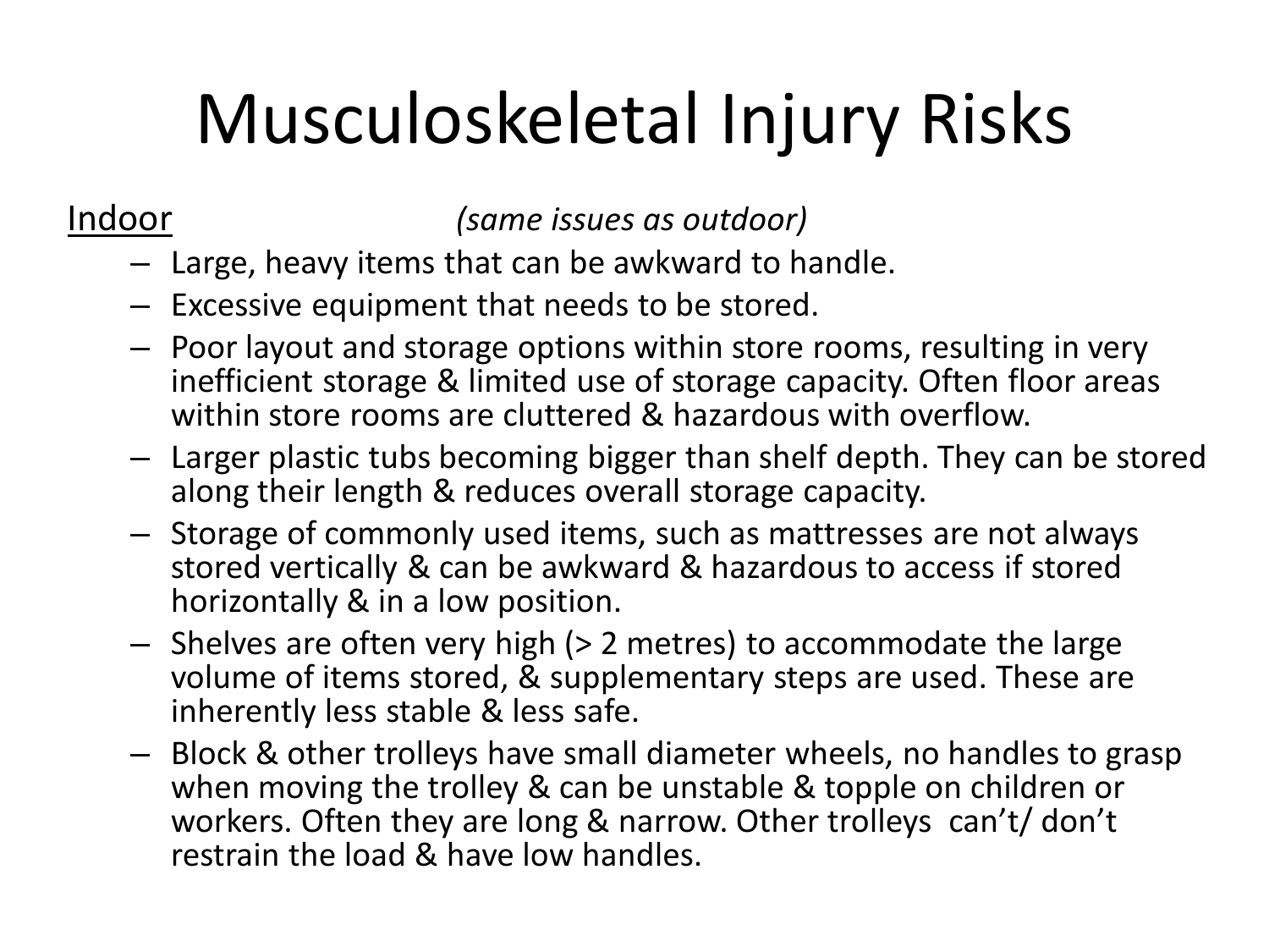# Musculoskeletal Injury Risks

Indoor *(same issues as outdoor)*

- Large, heavy items that can be awkward to handle.
- Excessive equipment that needs to be stored.
- Poor layout and storage options within store rooms, resulting in very inefficient storage & limited use of storage capacity. Often floor areas within store rooms are cluttered & hazardous with overflow.
- Larger plastic tubs becoming bigger than shelf depth. They can be stored along their length & reduces overall storage capacity.
- Storage of commonly used items, such as mattresses are not always stored vertically & can be awkward & hazardous to access if stored horizontally & in a low position.
- Shelves are often very high (> 2 metres) to accommodate the large volume of items stored, & supplementary steps are used. These are inherently less stable & less safe.
- Block & other trolleys have small diameter wheels, no handles to grasp when moving the trolley & can be unstable & topple on children or workers. Often they are long & narrow. Other trolleys can't/ don't restrain the load & have low handles.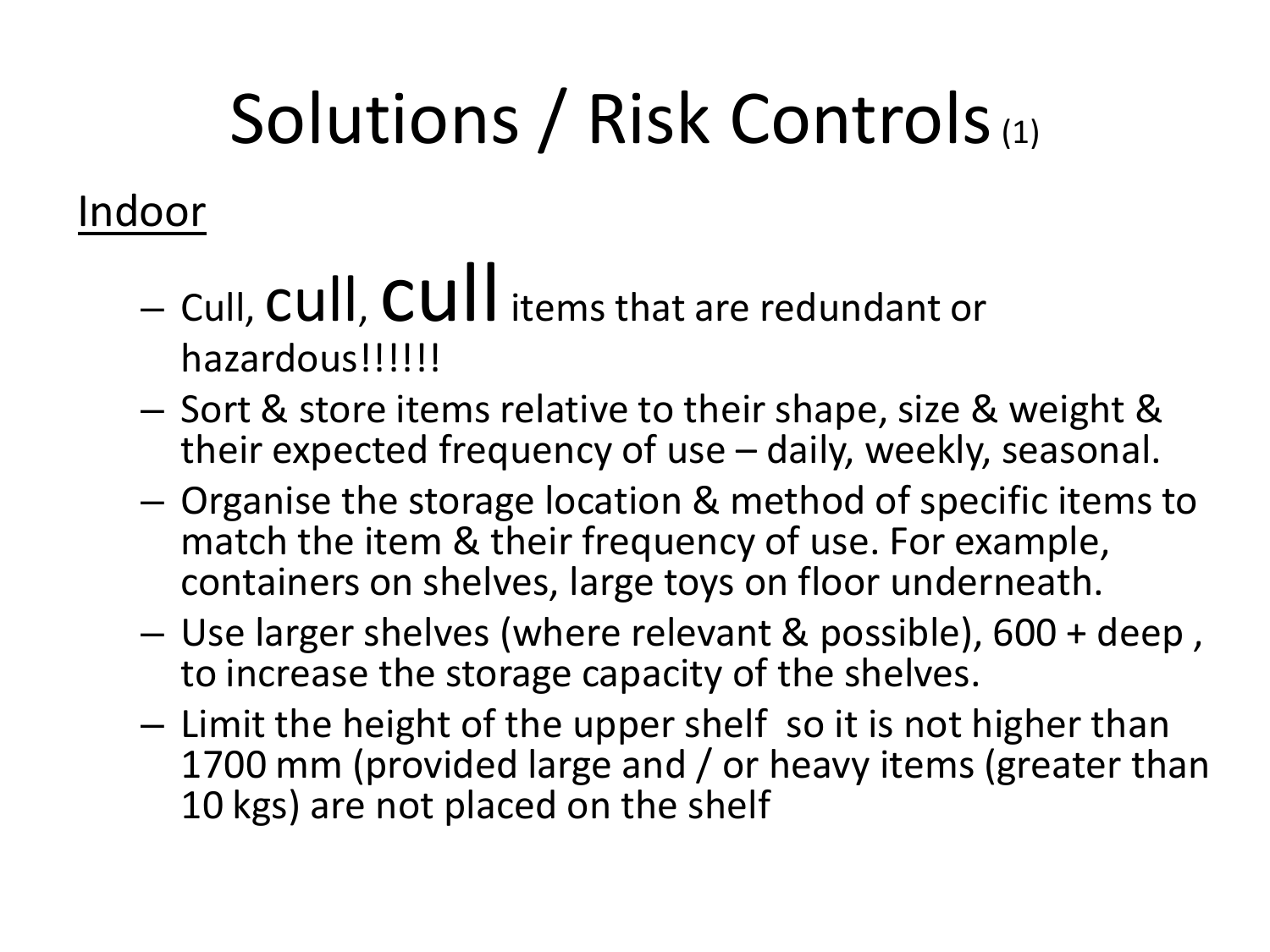# Solutions / Risk Controls (1)

Indoor

- Cull, cull, cull items that are redundant or hazardous!!!!!!
- Sort & store items relative to their shape, size & weight & their expected frequency of use – daily, weekly, seasonal.
- Organise the storage location & method of specific items to match the item & their frequency of use. For example, containers on shelves, large toys on floor underneath.
- Use larger shelves (where relevant & possible), 600 + deep , to increase the storage capacity of the shelves.
- Limit the height of the upper shelf so it is not higher than 1700 mm (provided large and / or heavy items (greater than 10 kgs) are not placed on the shelf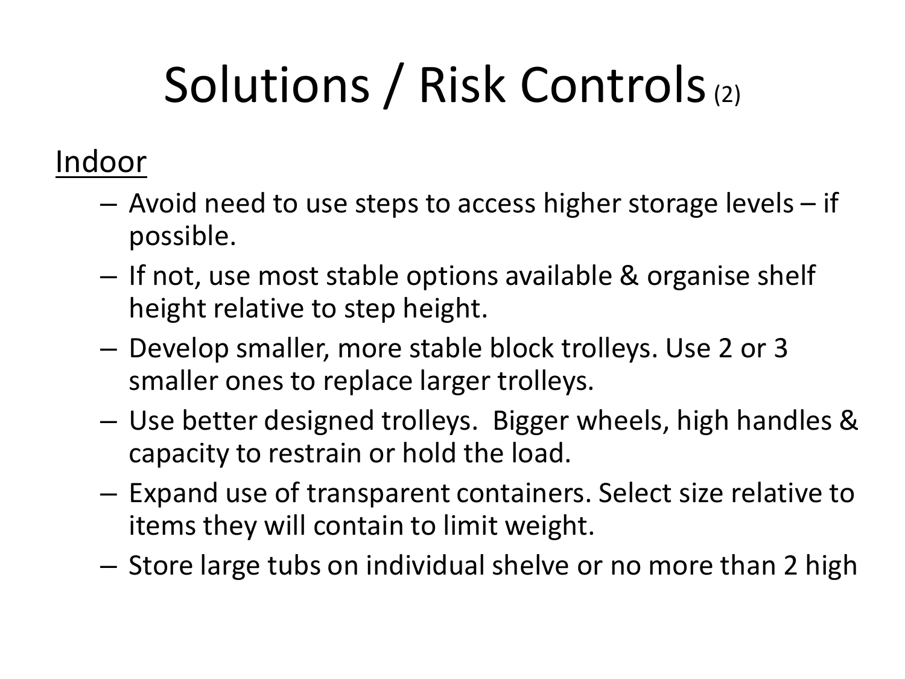# Solutions / Risk Controls (2)

Indoor

- Avoid need to use steps to access higher storage levels – if possible.
- If not, use most stable options available & organise shelf height relative to step height.
- Develop smaller, more stable block trolleys. Use 2 or 3 smaller ones to replace larger trolleys.
- Use better designed trolleys. Bigger wheels, high handles & capacity to restrain or hold the load.
- Expand use of transparent containers. Select size relative to items they will contain to limit weight.
- Store large tubs on individual shelve or no more than 2 high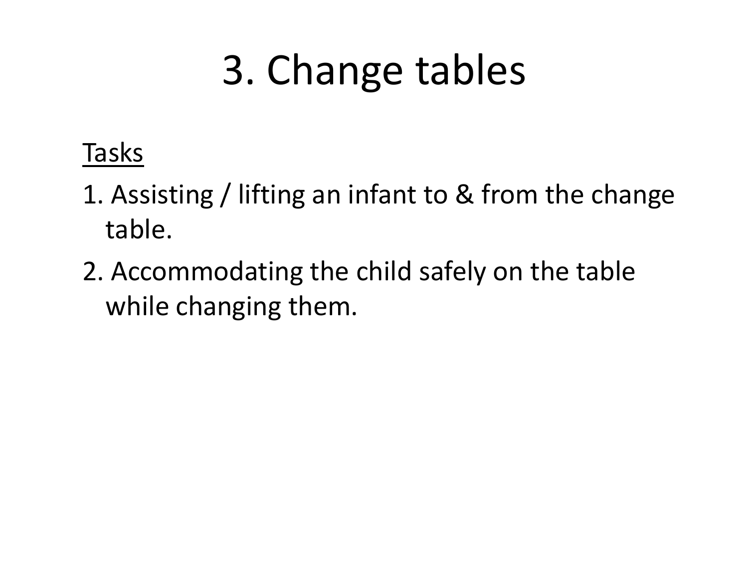# 3. Change tables

<u>Tasks</u>

1. Assisting / lifting an infant to & from the change table.
2. Accommodating the child safely on the table while changing them.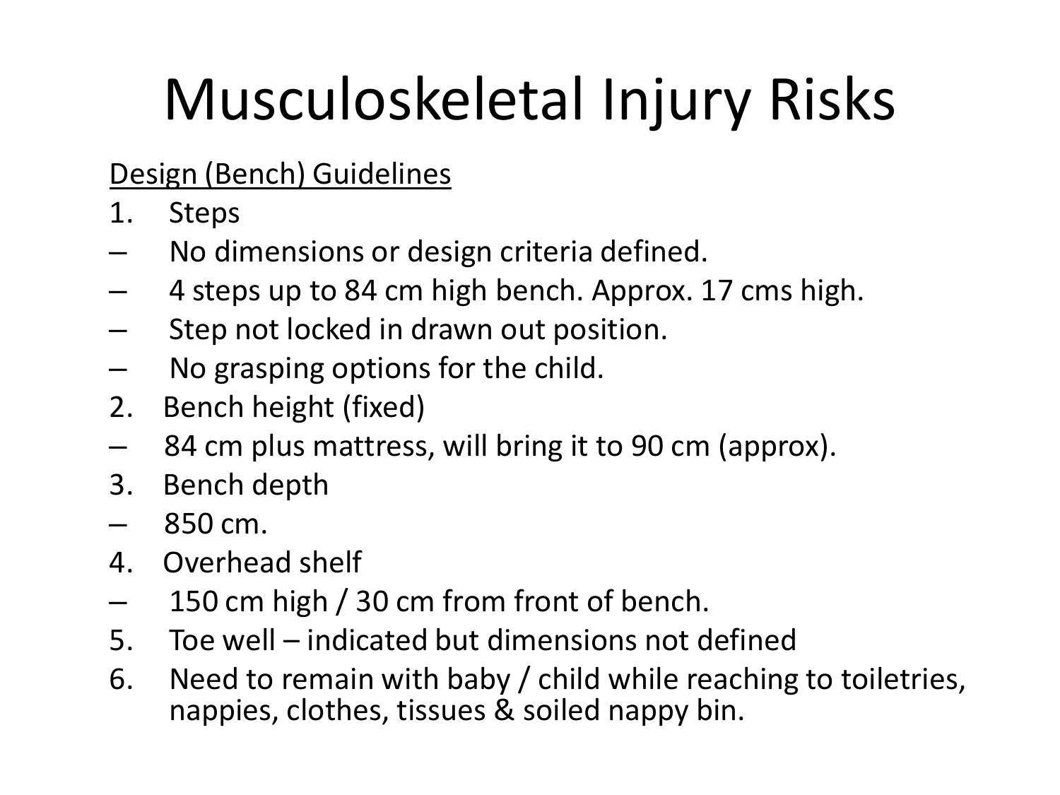# Musculoskeletal Injury Risks

<u>Design (Bench) Guidelines</u>

1. Steps
   - No dimensions or design criteria defined.
   - 4 steps up to 84 cm high bench. Approx. 17 cms high.
   - Step not locked in drawn out position.
   - No grasping options for the child.
2. Bench height (fixed)
   - 84 cm plus mattress, will bring it to 90 cm (approx).
3. Bench depth
   - 850 cm.
4. Overhead shelf
   - 150 cm high / 30 cm from front of bench.
5. Toe well – indicated but dimensions not defined
6. Need to remain with baby / child while reaching to toiletries, nappies, clothes, tissues & soiled nappy bin.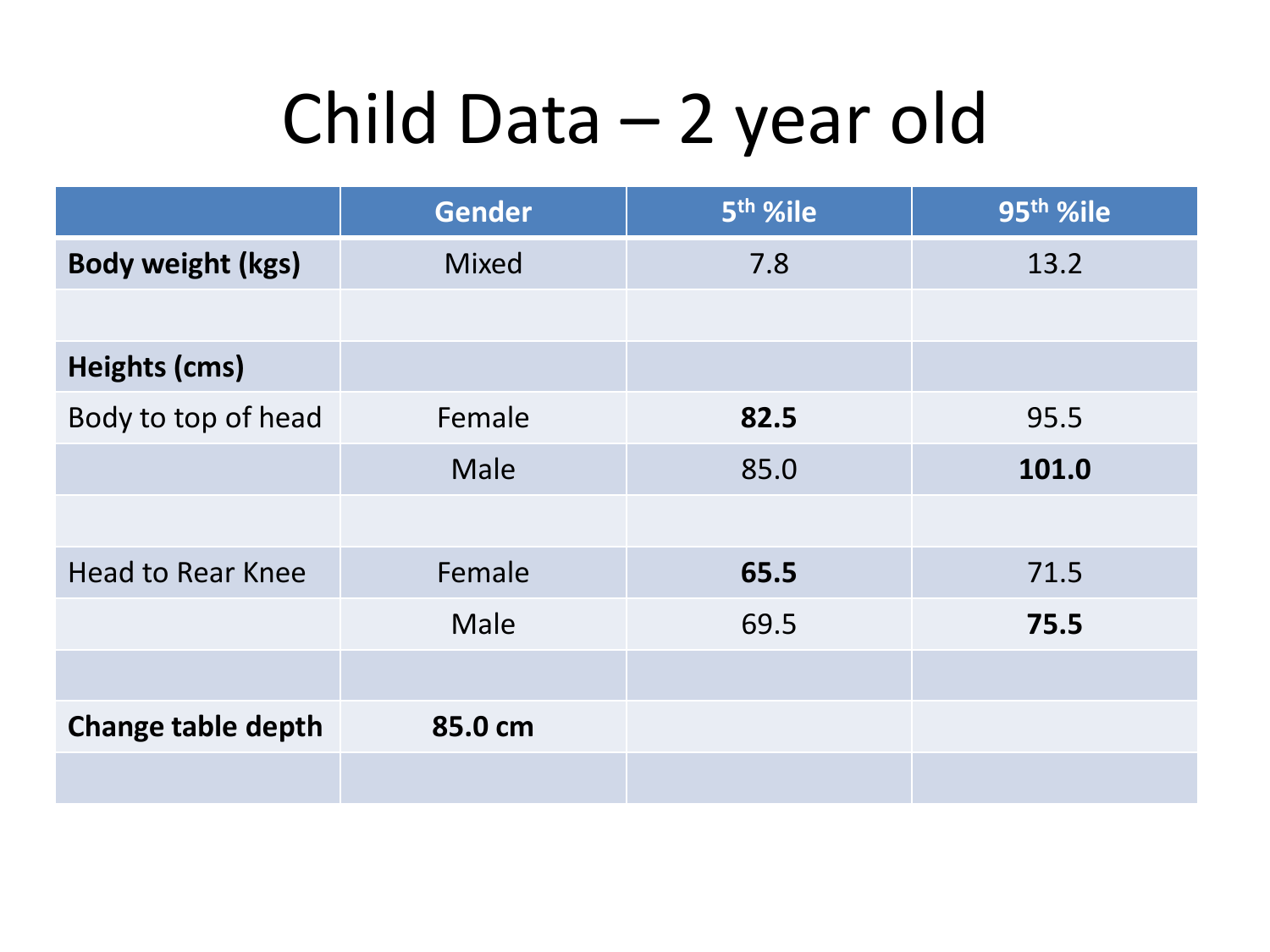# Child Data – 2 year old

| | Gender | 5th %ile | 95th %ile |
|---|---|---|---|
| **Body weight (kgs)** | Mixed | 7.8 | 13.2 |
| | | | |
| **Heights (cms)** | | | |
| Body to top of head | Female | **82.5** | 95.5 |
| | Male | 85.0 | **101.0** |
| | | | |
| Head to Rear Knee | Female | **65.5** | 71.5 |
| | Male | 69.5 | **75.5** |
| | | | |
| **Change table depth** | **85.0 cm** | | |
| | | | |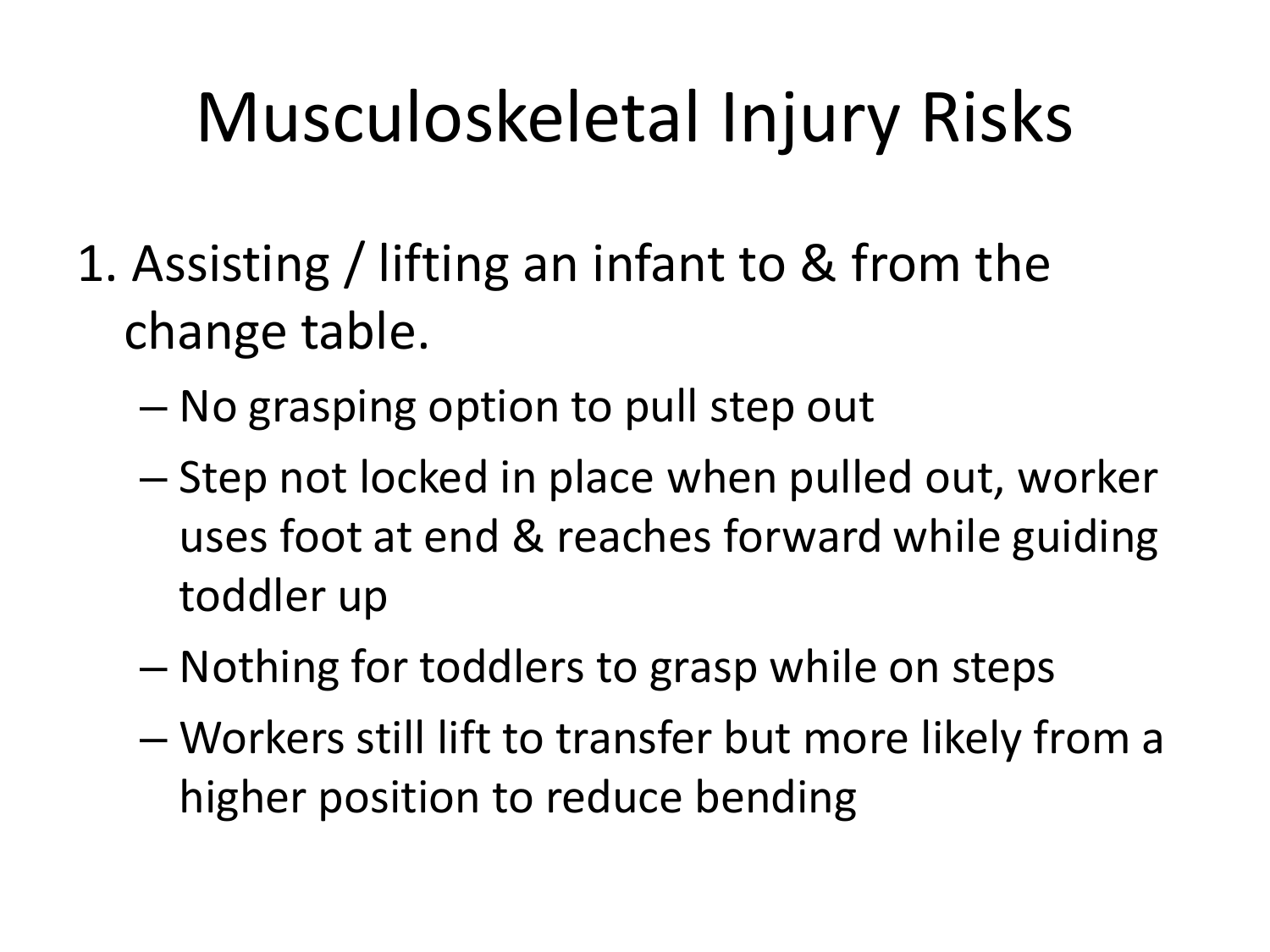# Musculoskeletal Injury Risks

1. Assisting / lifting an infant to & from the change table.
   - No grasping option to pull step out
   - Step not locked in place when pulled out, worker uses foot at end & reaches forward while guiding toddler up
   - Nothing for toddlers to grasp while on steps
   - Workers still lift to transfer but more likely from a higher position to reduce bending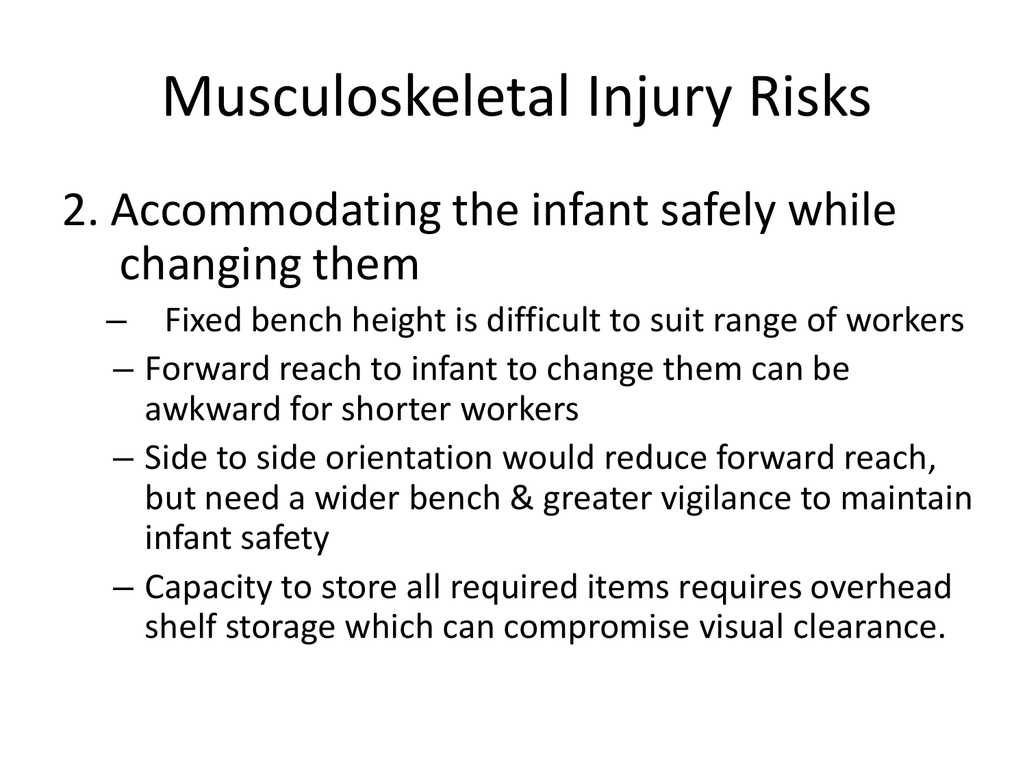# Musculoskeletal Injury Risks

2. Accommodating the infant safely while changing them
   - Fixed bench height is difficult to suit range of workers
   - Forward reach to infant to change them can be awkward for shorter workers
   - Side to side orientation would reduce forward reach, but need a wider bench & greater vigilance to maintain infant safety
   - Capacity to store all required items requires overhead shelf storage which can compromise visual clearance.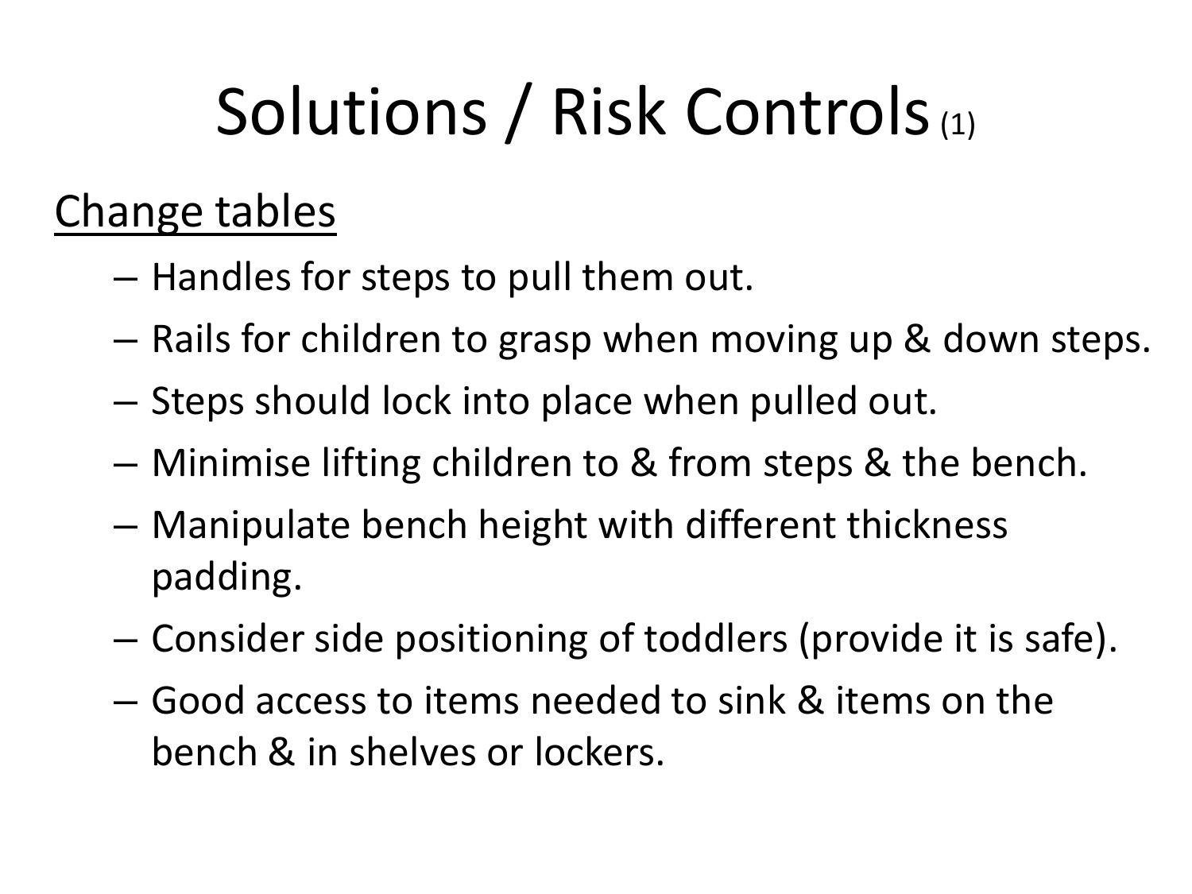# Solutions / Risk Controls (1)

<u>Change tables</u>

- Handles for steps to pull them out.
- Rails for children to grasp when moving up & down steps.
- Steps should lock into place when pulled out.
- Minimise lifting children to & from steps & the bench.
- Manipulate bench height with different thickness padding.
- Consider side positioning of toddlers (provide it is safe).
- Good access to items needed to sink & items on the bench & in shelves or lockers.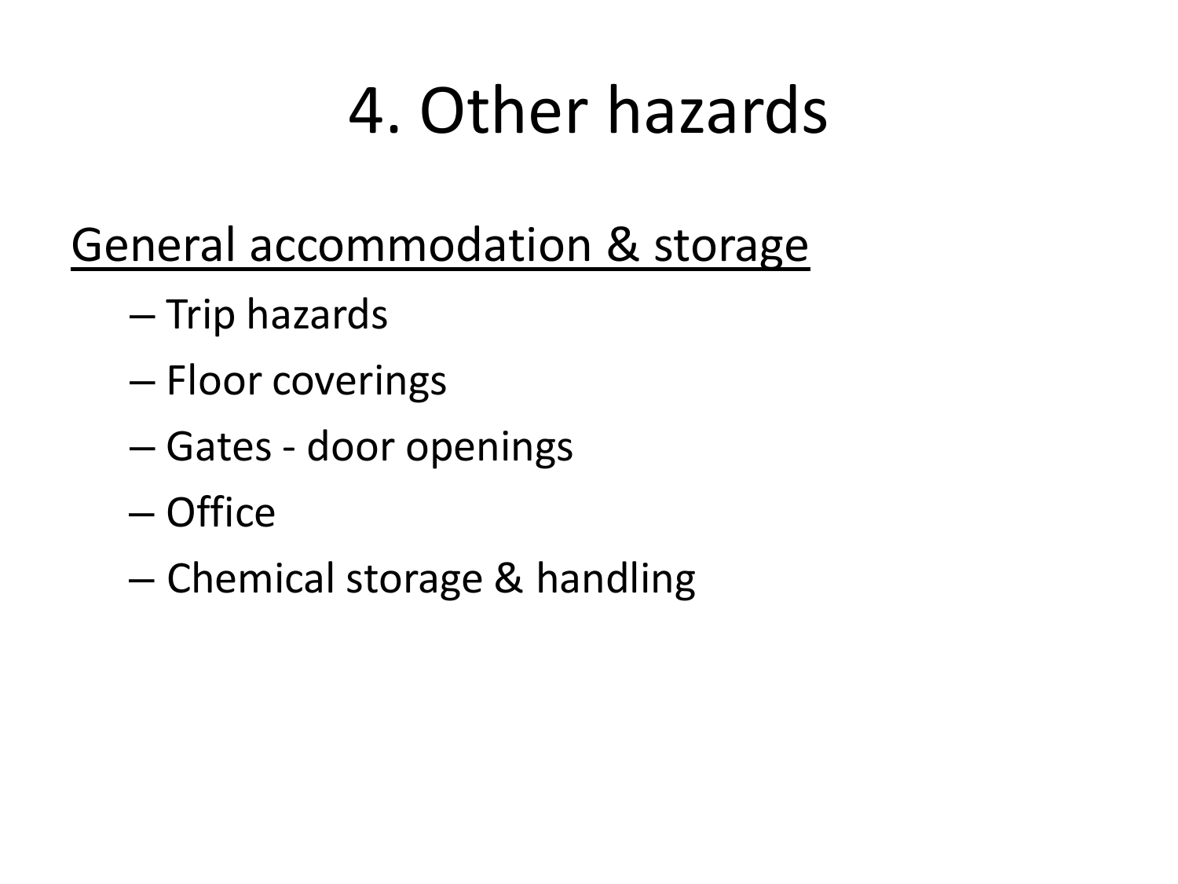# 4. Other hazards

<u>General accommodation & storage</u>

- Trip hazards
- Floor coverings
- Gates - door openings
- Office
- Chemical storage & handling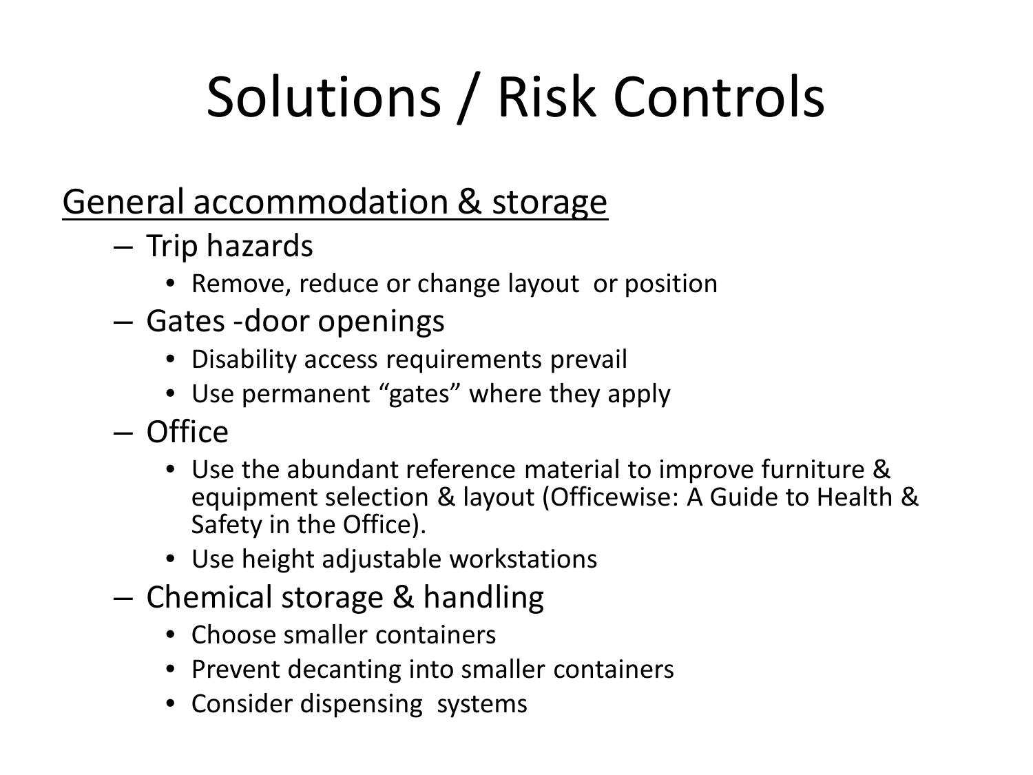# Solutions / Risk Controls

General accommodation & storage

- Trip hazards
  - Remove, reduce or change layout or position
- Gates -door openings
  - Disability access requirements prevail
  - Use permanent “gates” where they apply
- Office
  - Use the abundant reference material to improve furniture & equipment selection & layout (Officewise: A Guide to Health & Safety in the Office).
  - Use height adjustable workstations
- Chemical storage & handling
  - Choose smaller containers
  - Prevent decanting into smaller containers
  - Consider dispensing systems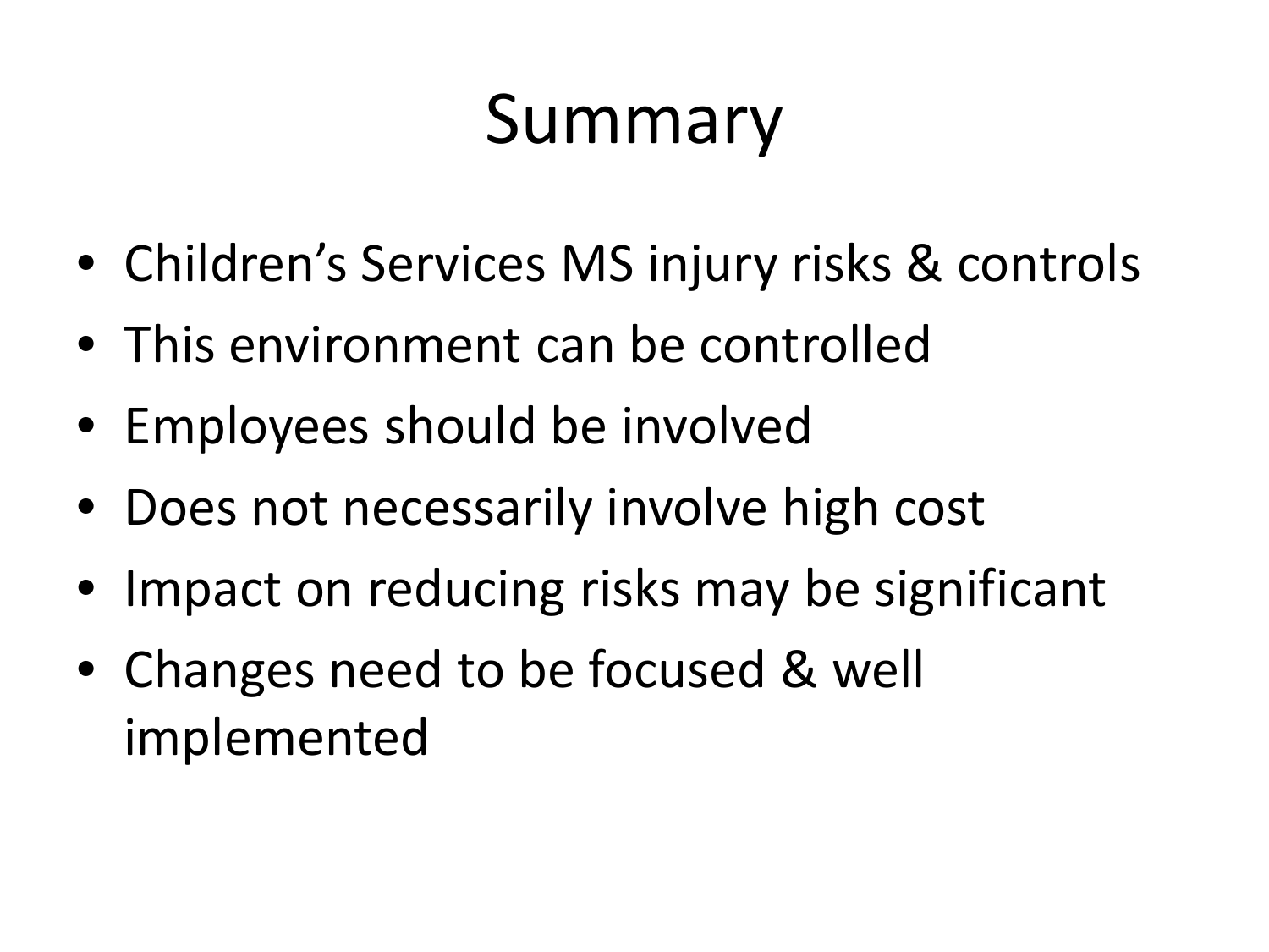# Summary

- Children’s Services MS injury risks & controls
- This environment can be controlled
- Employees should be involved
- Does not necessarily involve high cost
- Impact on reducing risks may be significant
- Changes need to be focused & well implemented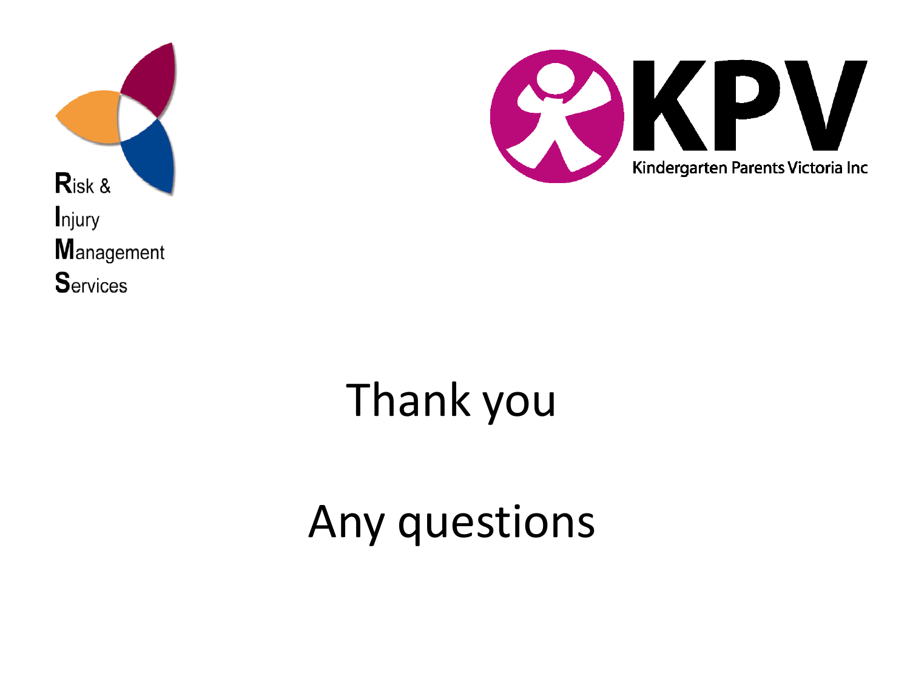Risk & Injury Management Services

KPV

Kindergarten Parents Victoria Inc

Thank you

Any questions